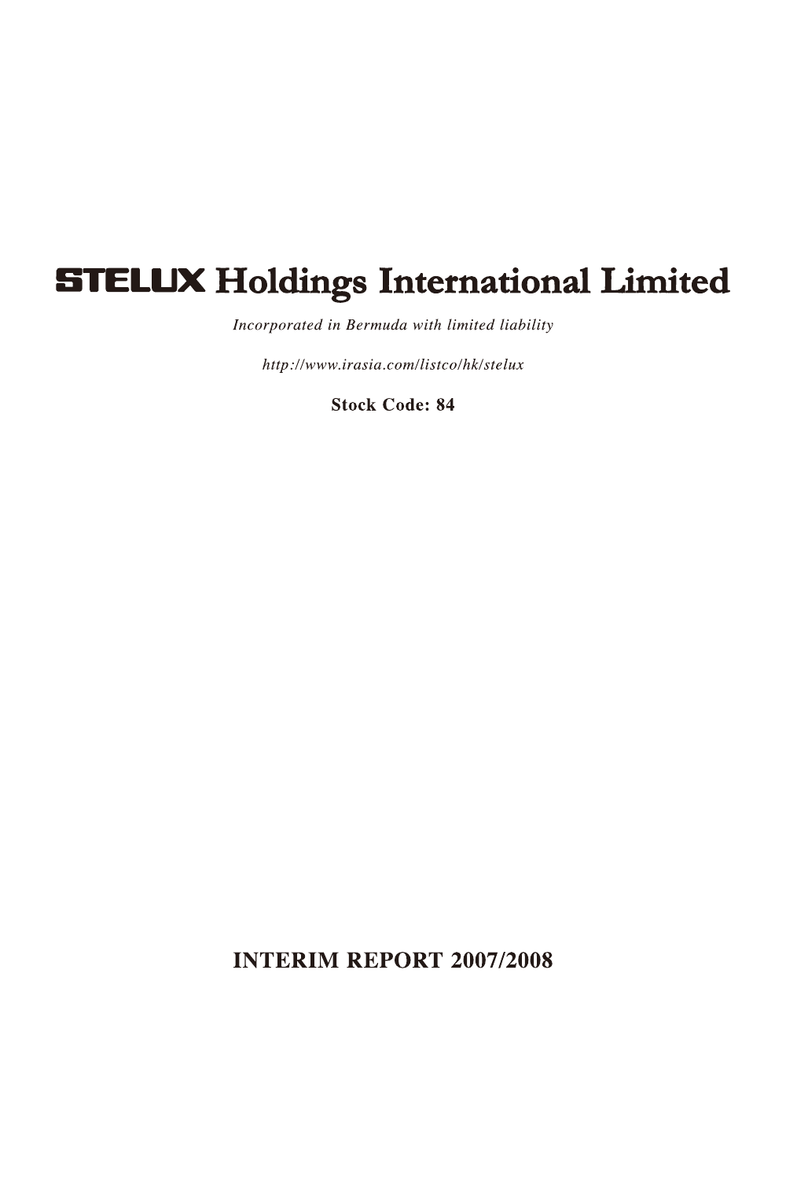# STELUX Holdings International Limited

*Incorporated in Bermuda with limited liability*

*http://www.irasia.com/listco/hk/stelux*

**Stock Code: 84**

## INTERIM REPORT 2007/2008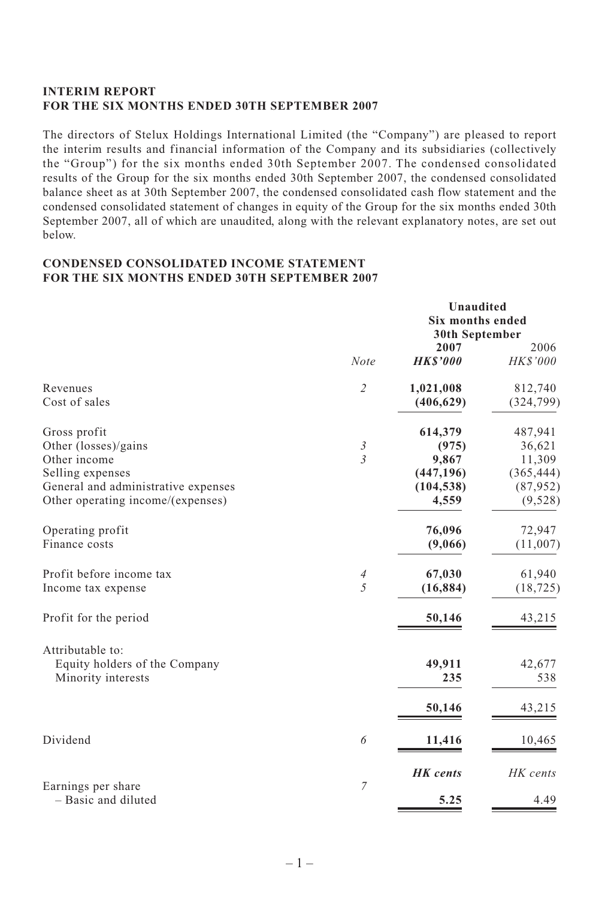**INTERIM REPORT**
**FOR THE SIX MONTHS ENDED 30TH SEPTEMBER 2007**

The directors of Stelux Holdings International Limited (the "Company") are pleased to report the interim results and financial information of the Company and its subsidiaries (collectively the "Group") for the six months ended 30th September 2007. The condensed consolidated results of the Group for the six months ended 30th September 2007, the condensed consolidated balance sheet as at 30th September 2007, the condensed consolidated cash flow statement and the condensed consolidated statement of changes in equity of the Group for the six months ended 30th September 2007, all of which are unaudited, along with the relevant explanatory notes, are set out below.

**CONDENSED CONSOLIDATED INCOME STATEMENT**
**FOR THE SIX MONTHS ENDED 30TH SEPTEMBER 2007**

| | | **Unaudited Six months ended 30th September** | |
|---|---|---|---|
| | *Note* | **2007** ***HK$'000*** | 2006 *HK$'000* |
| Revenues | *2* | **1,021,008** | 812,740 |
| Cost of sales | | **(406,629)** | (324,799) |
| Gross profit | | **614,379** | 487,941 |
| Other (losses)/gains | *3* | **(975)** | 36,621 |
| Other income | *3* | **9,867** | 11,309 |
| Selling expenses | | **(447,196)** | (365,444) |
| General and administrative expenses | | **(104,538)** | (87,952) |
| Other operating income/(expenses) | | **4,559** | (9,528) |
| Operating profit | | **76,096** | 72,947 |
| Finance costs | | **(9,066)** | (11,007) |
| Profit before income tax | *4* | **67,030** | 61,940 |
| Income tax expense | *5* | **(16,884)** | (18,725) |
| Profit for the period | | **50,146** | 43,215 |
| Attributable to: | | | |
| Equity holders of the Company | | **49,911** | 42,677 |
| Minority interests | | **235** | 538 |
| | | **50,146** | 43,215 |
| Dividend | *6* | **11,416** | 10,465 |
| | | ***HK cents*** | *HK cents* |
| Earnings per share | *7* | | |
| – Basic and diluted | | **5.25** | 4.49 |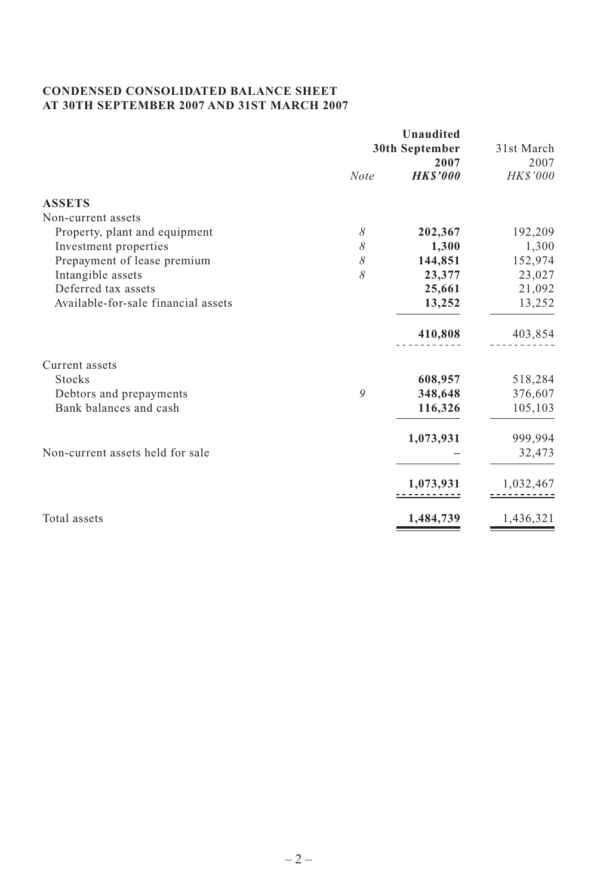**CONDENSED CONSOLIDATED BALANCE SHEET**
**AT 30TH SEPTEMBER 2007 AND 31ST MARCH 2007**

| | Note | Unaudited 30th September 2007 *HK$'000* | 31st March 2007 *HK$'000* |
|---|---|---|---|
| **ASSETS** | | | |
| Non-current assets | | | |
| Property, plant and equipment | *8* | **202,367** | 192,209 |
| Investment properties | *8* | **1,300** | 1,300 |
| Prepayment of lease premium | *8* | **144,851** | 152,974 |
| Intangible assets | *8* | **23,377** | 23,027 |
| Deferred tax assets | | **25,661** | 21,092 |
| Available-for-sale financial assets | | **13,252** | 13,252 |
| | | **410,808** | 403,854 |
| Current assets | | | |
| Stocks | | **608,957** | 518,284 |
| Debtors and prepayments | *9* | **348,648** | 376,607 |
| Bank balances and cash | | **116,326** | 105,103 |
| | | **1,073,931** | 999,994 |
| Non-current assets held for sale | | **–** | 32,473 |
| | | **1,073,931** | 1,032,467 |
| Total assets | | **1,484,739** | 1,436,321 |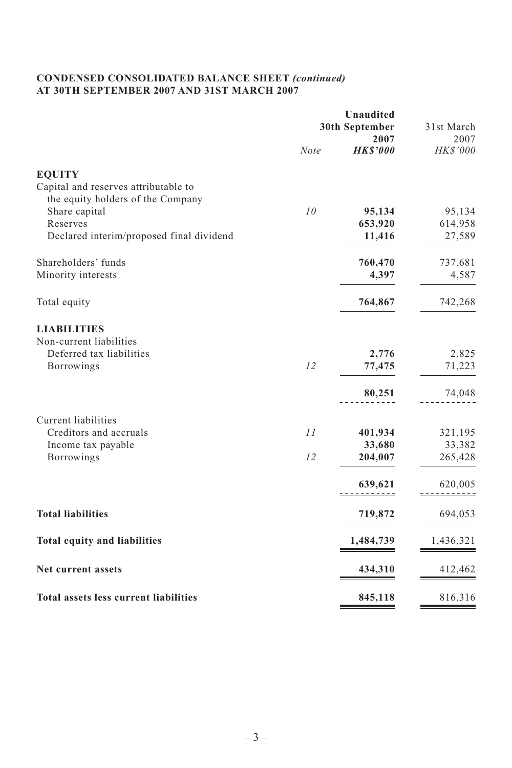**CONDENSED CONSOLIDATED BALANCE SHEET** *(continued)*
**AT 30TH SEPTEMBER 2007 AND 31ST MARCH 2007**

| | Note | Unaudited 30th September 2007 HK$'000 | 31st March 2007 HK$'000 |
|---|---|---|---|
| **EQUITY** | | | |
| Capital and reserves attributable to the equity holders of the Company | | | |
| Share capital | 10 | **95,134** | 95,134 |
| Reserves | | **653,920** | 614,958 |
| Declared interim/proposed final dividend | | **11,416** | 27,589 |
| Shareholders' funds | | **760,470** | 737,681 |
| Minority interests | | **4,397** | 4,587 |
| Total equity | | **764,867** | 742,268 |
| **LIABILITIES** | | | |
| Non-current liabilities | | | |
| Deferred tax liabilities | | **2,776** | 2,825 |
| Borrowings | 12 | **77,475** | 71,223 |
| | | **80,251** | 74,048 |
| Current liabilities | | | |
| Creditors and accruals | 11 | **401,934** | 321,195 |
| Income tax payable | | **33,680** | 33,382 |
| Borrowings | 12 | **204,007** | 265,428 |
| | | **639,621** | 620,005 |
| **Total liabilities** | | **719,872** | 694,053 |
| **Total equity and liabilities** | | **1,484,739** | 1,436,321 |
| **Net current assets** | | **434,310** | 412,462 |
| **Total assets less current liabilities** | | **845,118** | 816,316 |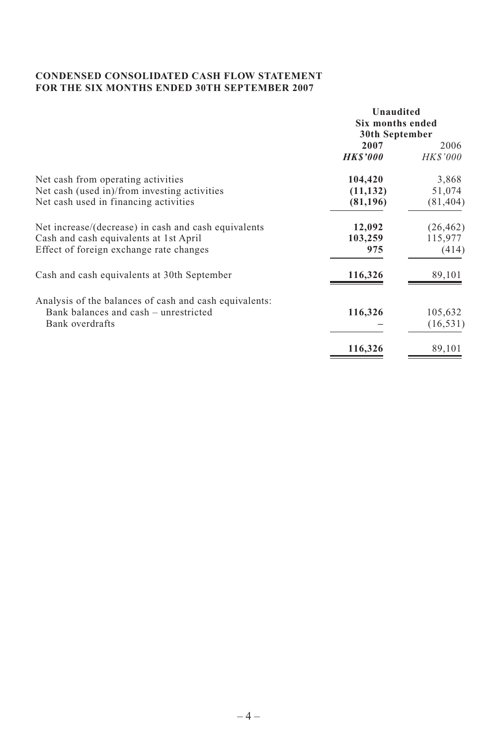**CONDENSED CONSOLIDATED CASH FLOW STATEMENT**
**FOR THE SIX MONTHS ENDED 30TH SEPTEMBER 2007**

| | **Unaudited** | |
|---|---|---|
| | **Six months ended** | |
| | **30th September** | |
| | **2007** | 2006 |
| | ***HK$'000*** | *HK$'000* |
| Net cash from operating activities | **104,420** | 3,868 |
| Net cash (used in)/from investing activities | **(11,132)** | 51,074 |
| Net cash used in financing activities | **(81,196)** | (81,404) |
| Net increase/(decrease) in cash and cash equivalents | **12,092** | (26,462) |
| Cash and cash equivalents at 1st April | **103,259** | 115,977 |
| Effect of foreign exchange rate changes | **975** | (414) |
| Cash and cash equivalents at 30th September | **116,326** | 89,101 |
| Analysis of the balances of cash and cash equivalents: | | |
| Bank balances and cash – unrestricted | **116,326** | 105,632 |
| Bank overdrafts | **–** | (16,531) |
| | **116,326** | 89,101 |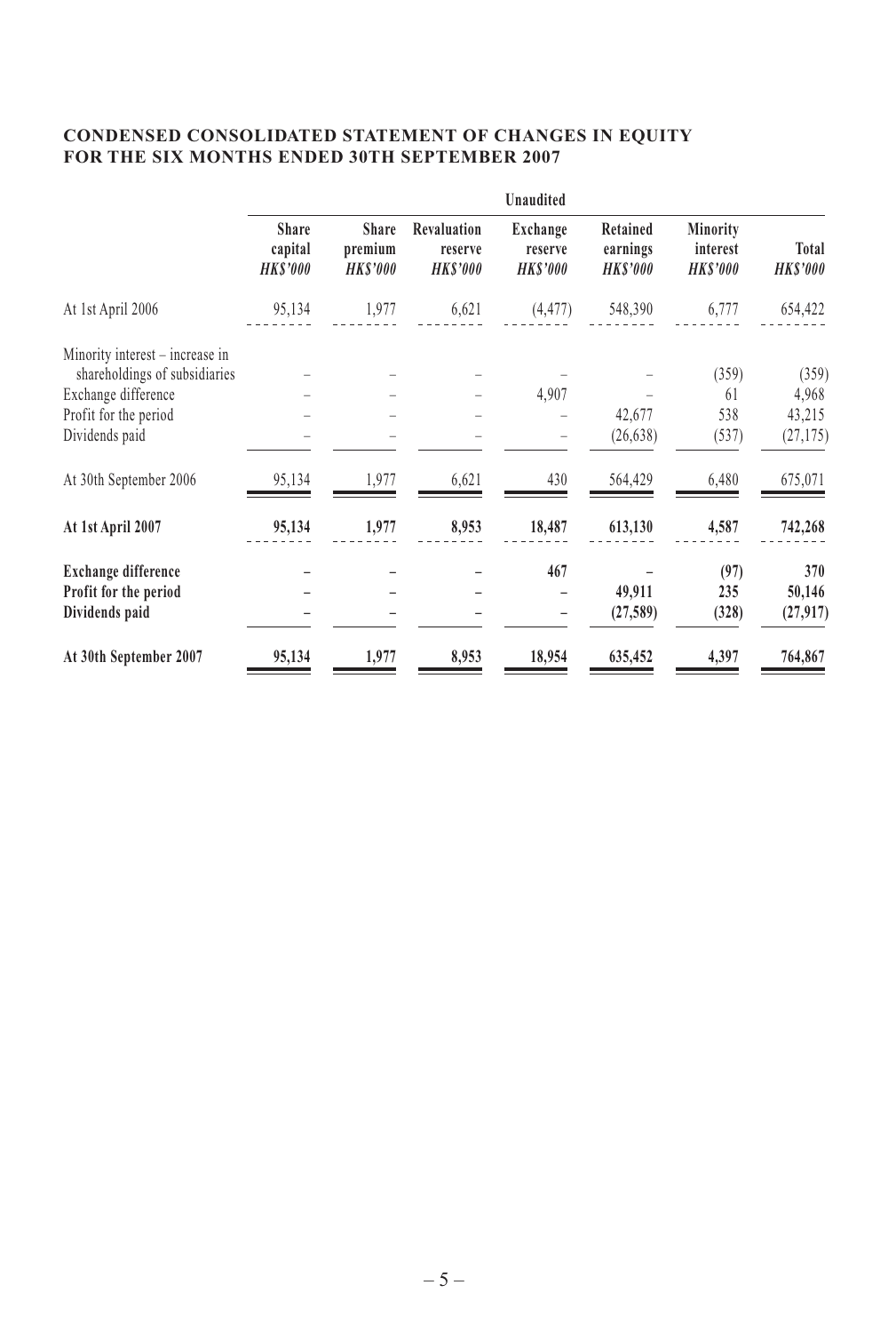## CONDENSED CONSOLIDATED STATEMENT OF CHANGES IN EQUITY FOR THE SIX MONTHS ENDED 30TH SEPTEMBER 2007

| | Unaudited | | | | | | |
|---|---|---|---|---|---|---|---|
| | Share capital *HK$'000* | Share premium *HK$'000* | Revaluation reserve *HK$'000* | Exchange reserve *HK$'000* | Retained earnings *HK$'000* | Minority interest *HK$'000* | Total *HK$'000* |
| At 1st April 2006 | 95,134 | 1,977 | 6,621 | (4,477) | 548,390 | 6,777 | 654,422 |
| Minority interest – increase in shareholdings of subsidiaries | – | – | – | – | – | (359) | (359) |
| Exchange difference | – | – | – | 4,907 | – | 61 | 4,968 |
| Profit for the period | – | – | – | – | 42,677 | 538 | 43,215 |
| Dividends paid | – | – | – | – | (26,638) | (537) | (27,175) |
| At 30th September 2006 | 95,134 | 1,977 | 6,621 | 430 | 564,429 | 6,480 | 675,071 |
| **At 1st April 2007** | **95,134** | **1,977** | **8,953** | **18,487** | **613,130** | **4,587** | **742,268** |
| **Exchange difference** | **–** | **–** | **–** | **467** | **–** | **(97)** | **370** |
| **Profit for the period** | **–** | **–** | **–** | **–** | **49,911** | **235** | **50,146** |
| **Dividends paid** | **–** | **–** | **–** | **–** | **(27,589)** | **(328)** | **(27,917)** |
| **At 30th September 2007** | **95,134** | **1,977** | **8,953** | **18,954** | **635,452** | **4,397** | **764,867** |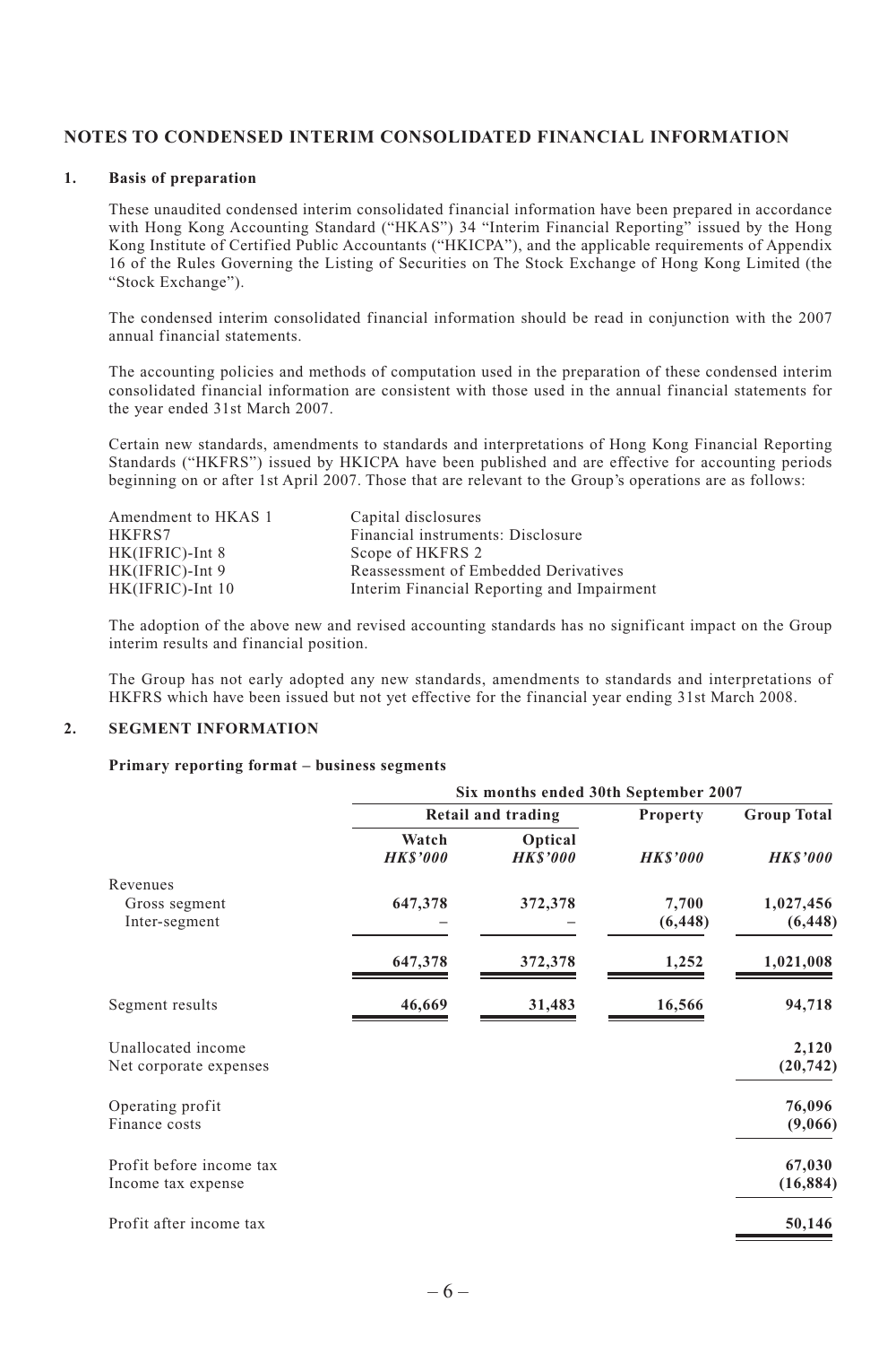## NOTES TO CONDENSED INTERIM CONSOLIDATED FINANCIAL INFORMATION

### 1. Basis of preparation

These unaudited condensed interim consolidated financial information have been prepared in accordance with Hong Kong Accounting Standard ("HKAS") 34 "Interim Financial Reporting" issued by the Hong Kong Institute of Certified Public Accountants ("HKICPA"), and the applicable requirements of Appendix 16 of the Rules Governing the Listing of Securities on The Stock Exchange of Hong Kong Limited (the "Stock Exchange").

The condensed interim consolidated financial information should be read in conjunction with the 2007 annual financial statements.

The accounting policies and methods of computation used in the preparation of these condensed interim consolidated financial information are consistent with those used in the annual financial statements for the year ended 31st March 2007.

Certain new standards, amendments to standards and interpretations of Hong Kong Financial Reporting Standards ("HKFRS") issued by HKICPA have been published and are effective for accounting periods beginning on or after 1st April 2007. Those that are relevant to the Group's operations are as follows:

| | |
|---|---|
| Amendment to HKAS 1 | Capital disclosures |
| HKFRS7 | Financial instruments: Disclosure |
| HK(IFRIC)-Int 8 | Scope of HKFRS 2 |
| HK(IFRIC)-Int 9 | Reassessment of Embedded Derivatives |
| HK(IFRIC)-Int 10 | Interim Financial Reporting and Impairment |

The adoption of the above new and revised accounting standards has no significant impact on the Group interim results and financial position.

The Group has not early adopted any new standards, amendments to standards and interpretations of HKFRS which have been issued but not yet effective for the financial year ending 31st March 2008.

### 2. SEGMENT INFORMATION

**Primary reporting format – business segments**

| | Six months ended 30th September 2007 | | | |
|---|---|---|---|---|
| | Retail and trading | | Property | Group Total |
| | Watch *HK$'000* | Optical *HK$'000* | *HK$'000* | *HK$'000* |
| Revenues | | | | |
| Gross segment | **647,378** | **372,378** | **7,700** | **1,027,456** |
| Inter-segment | **–** | **–** | **(6,448)** | **(6,448)** |
| | **647,378** | **372,378** | **1,252** | **1,021,008** |
| Segment results | **46,669** | **31,483** | **16,566** | **94,718** |
| Unallocated income | | | | **2,120** |
| Net corporate expenses | | | | **(20,742)** |
| Operating profit | | | | **76,096** |
| Finance costs | | | | **(9,066)** |
| Profit before income tax | | | | **67,030** |
| Income tax expense | | | | **(16,884)** |
| Profit after income tax | | | | **50,146** |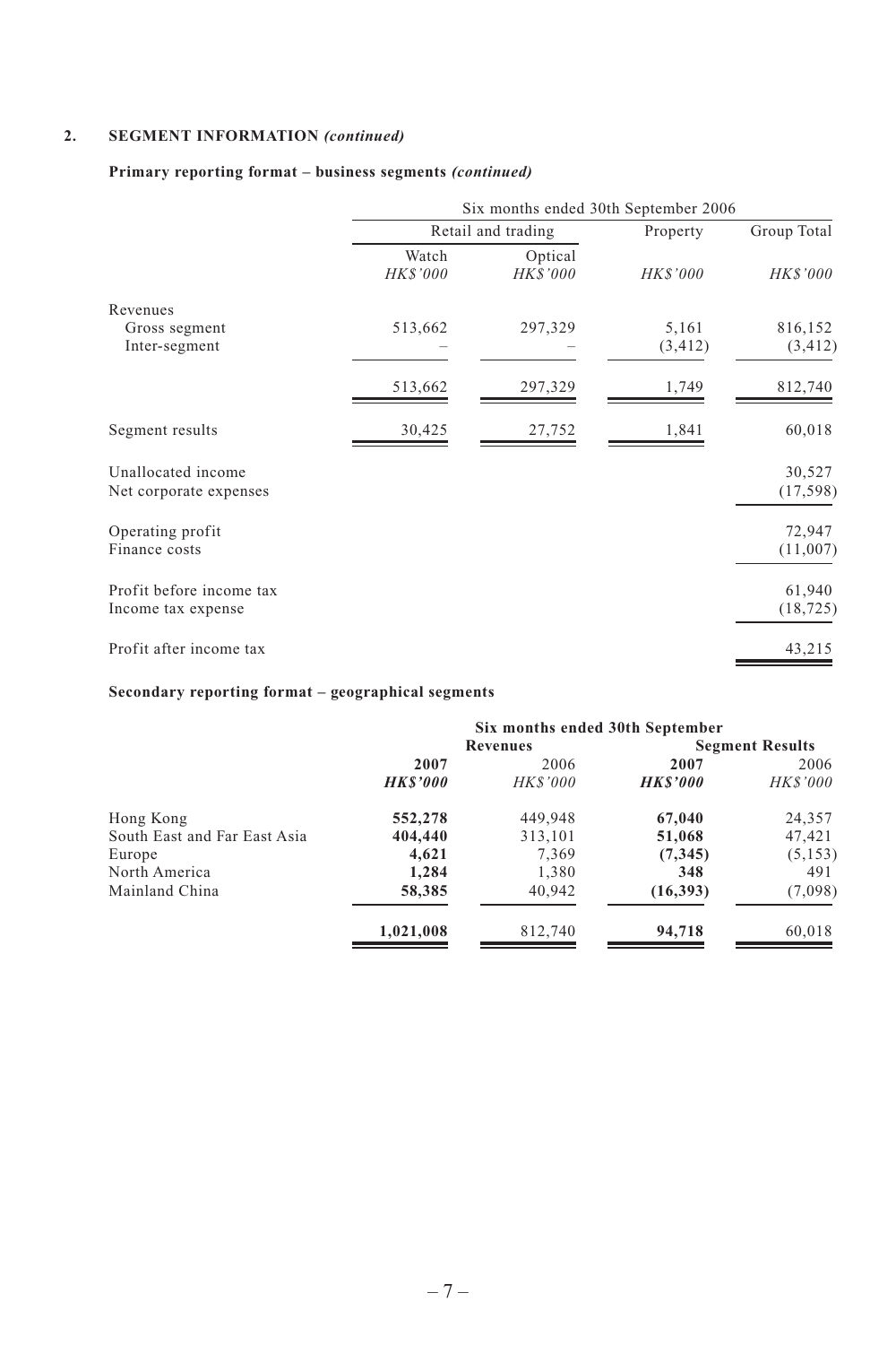## 2. SEGMENT INFORMATION *(continued)*

### Primary reporting format – business segments *(continued)*

| | Six months ended 30th September 2006 | | | |
|---|---|---|---|---|
| | Retail and trading | | Property | Group Total |
| | Watch | Optical | | |
| | *HK$'000* | *HK$'000* | *HK$'000* | *HK$'000* |
| Revenues | | | | |
| Gross segment | 513,662 | 297,329 | 5,161 | 816,152 |
| Inter-segment | – | – | (3,412) | (3,412) |
| | 513,662 | 297,329 | 1,749 | 812,740 |
| Segment results | 30,425 | 27,752 | 1,841 | 60,018 |
| Unallocated income | | | | 30,527 |
| Net corporate expenses | | | | (17,598) |
| Operating profit | | | | 72,947 |
| Finance costs | | | | (11,007) |
| Profit before income tax | | | | 61,940 |
| Income tax expense | | | | (18,725) |
| Profit after income tax | | | | 43,215 |

### Secondary reporting format – geographical segments

| | Six months ended 30th September | | | |
|---|---|---|---|---|
| | Revenues | | Segment Results | |
| | **2007** | 2006 | **2007** | 2006 |
| | ***HK$'000*** | *HK$'000* | ***HK$'000*** | *HK$'000* |
| Hong Kong | **552,278** | 449,948 | **67,040** | 24,357 |
| South East and Far East Asia | **404,440** | 313,101 | **51,068** | 47,421 |
| Europe | **4,621** | 7,369 | **(7,345)** | (5,153) |
| North America | **1,284** | 1,380 | **348** | 491 |
| Mainland China | **58,385** | 40,942 | **(16,393)** | (7,098) |
| | **1,021,008** | 812,740 | **94,718** | 60,018 |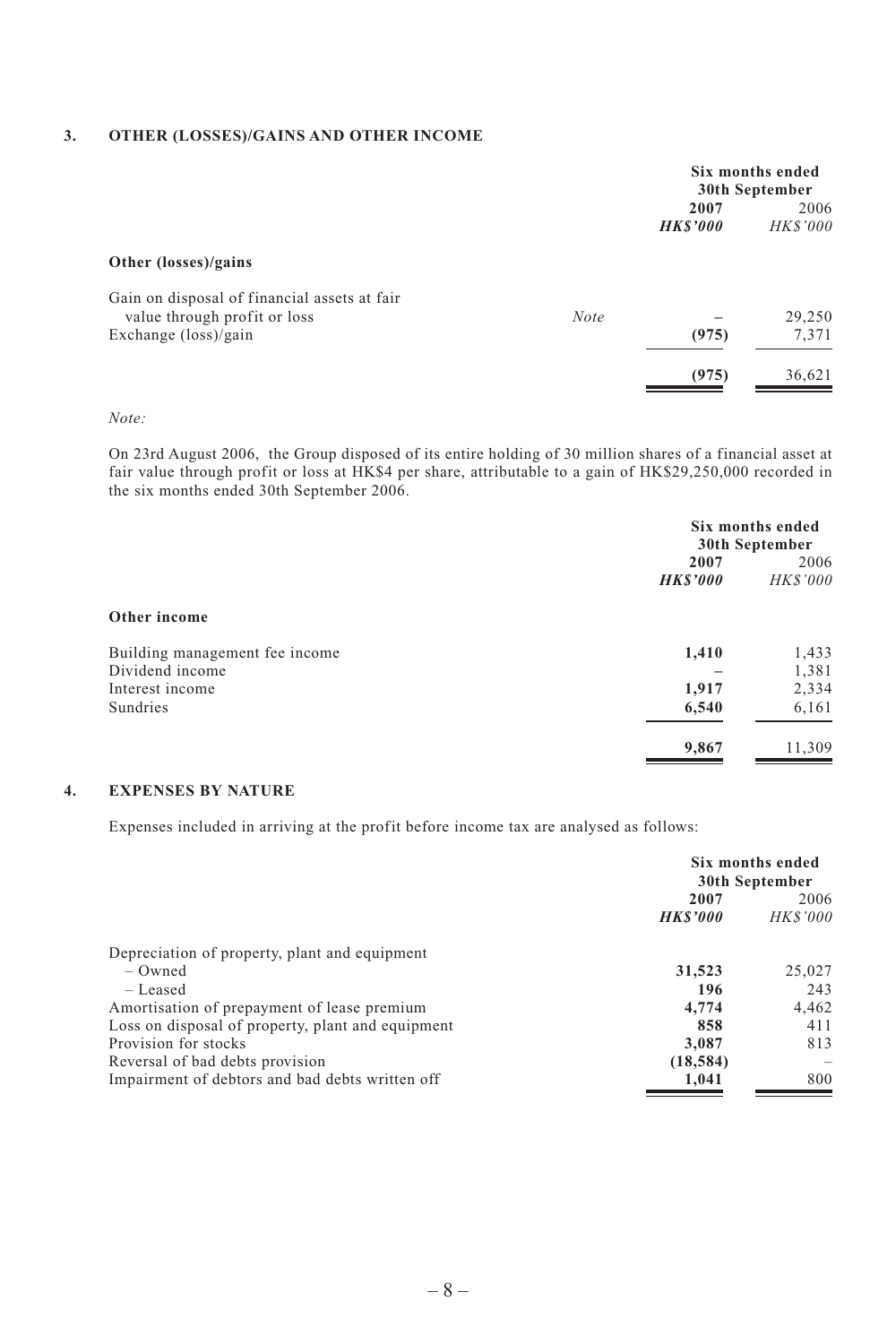## 3. OTHER (LOSSES)/GAINS AND OTHER INCOME

| | | Six months ended 30th September | |
|---|---|---|---|
| | | **2007** | 2006 |
| | | ***HK$'000*** | *HK$'000* |
| **Other (losses)/gains** | | | |
| Gain on disposal of financial assets at fair value through profit or loss | *Note* | – | 29,250 |
| Exchange (loss)/gain | | **(975)** | 7,371 |
| | | **(975)** | 36,621 |

*Note:*

On 23rd August 2006, the Group disposed of its entire holding of 30 million shares of a financial asset at fair value through profit or loss at HK$4 per share, attributable to a gain of HK$29,250,000 recorded in the six months ended 30th September 2006.

| | Six months ended 30th September | |
|---|---|---|
| | **2007** | 2006 |
| | ***HK$'000*** | *HK$'000* |
| **Other income** | | |
| Building management fee income | **1,410** | 1,433 |
| Dividend income | – | 1,381 |
| Interest income | **1,917** | 2,334 |
| Sundries | **6,540** | 6,161 |
| | **9,867** | 11,309 |

## 4. EXPENSES BY NATURE

Expenses included in arriving at the profit before income tax are analysed as follows:

| | Six months ended 30th September | |
|---|---|---|
| | **2007** | 2006 |
| | ***HK$'000*** | *HK$'000* |
| Depreciation of property, plant and equipment | | |
| – Owned | **31,523** | 25,027 |
| – Leased | **196** | 243 |
| Amortisation of prepayment of lease premium | **4,774** | 4,462 |
| Loss on disposal of property, plant and equipment | **858** | 411 |
| Provision for stocks | **3,087** | 813 |
| Reversal of bad debts provision | **(18,584)** | – |
| Impairment of debtors and bad debts written off | **1,041** | 800 |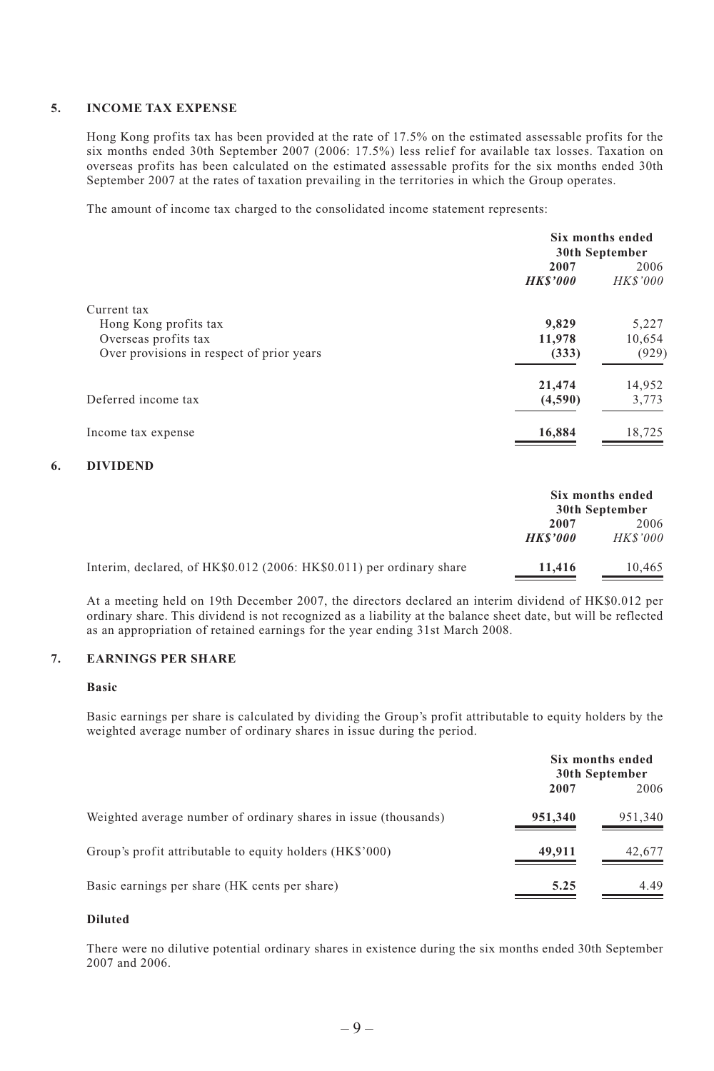## 5. INCOME TAX EXPENSE

Hong Kong profits tax has been provided at the rate of 17.5% on the estimated assessable profits for the six months ended 30th September 2007 (2006: 17.5%) less relief for available tax losses. Taxation on overseas profits has been calculated on the estimated assessable profits for the six months ended 30th September 2007 at the rates of taxation prevailing in the territories in which the Group operates.

The amount of income tax charged to the consolidated income statement represents:

| | Six months ended 30th September | |
|---|---|---|
| | **2007** | 2006 |
| | ***HK$'000*** | *HK$'000* |
| Current tax | | |
| Hong Kong profits tax | **9,829** | 5,227 |
| Overseas profits tax | **11,978** | 10,654 |
| Over provisions in respect of prior years | **(333)** | (929) |
| | **21,474** | 14,952 |
| Deferred income tax | **(4,590)** | 3,773 |
| Income tax expense | **16,884** | 18,725 |

## 6. DIVIDEND

| | Six months ended 30th September | |
|---|---|---|
| | **2007** | 2006 |
| | ***HK$'000*** | *HK$'000* |
| Interim, declared, of HK$0.012 (2006: HK$0.011) per ordinary share | **11,416** | 10,465 |

At a meeting held on 19th December 2007, the directors declared an interim dividend of HK$0.012 per ordinary share. This dividend is not recognized as a liability at the balance sheet date, but will be reflected as an appropriation of retained earnings for the year ending 31st March 2008.

## 7. EARNINGS PER SHARE

### Basic

Basic earnings per share is calculated by dividing the Group's profit attributable to equity holders by the weighted average number of ordinary shares in issue during the period.

| | Six months ended 30th September | |
|---|---|---|
| | **2007** | 2006 |
| Weighted average number of ordinary shares in issue (thousands) | **951,340** | 951,340 |
| Group's profit attributable to equity holders (HK$'000) | **49,911** | 42,677 |
| Basic earnings per share (HK cents per share) | **5.25** | 4.49 |

### Diluted

There were no dilutive potential ordinary shares in existence during the six months ended 30th September 2007 and 2006.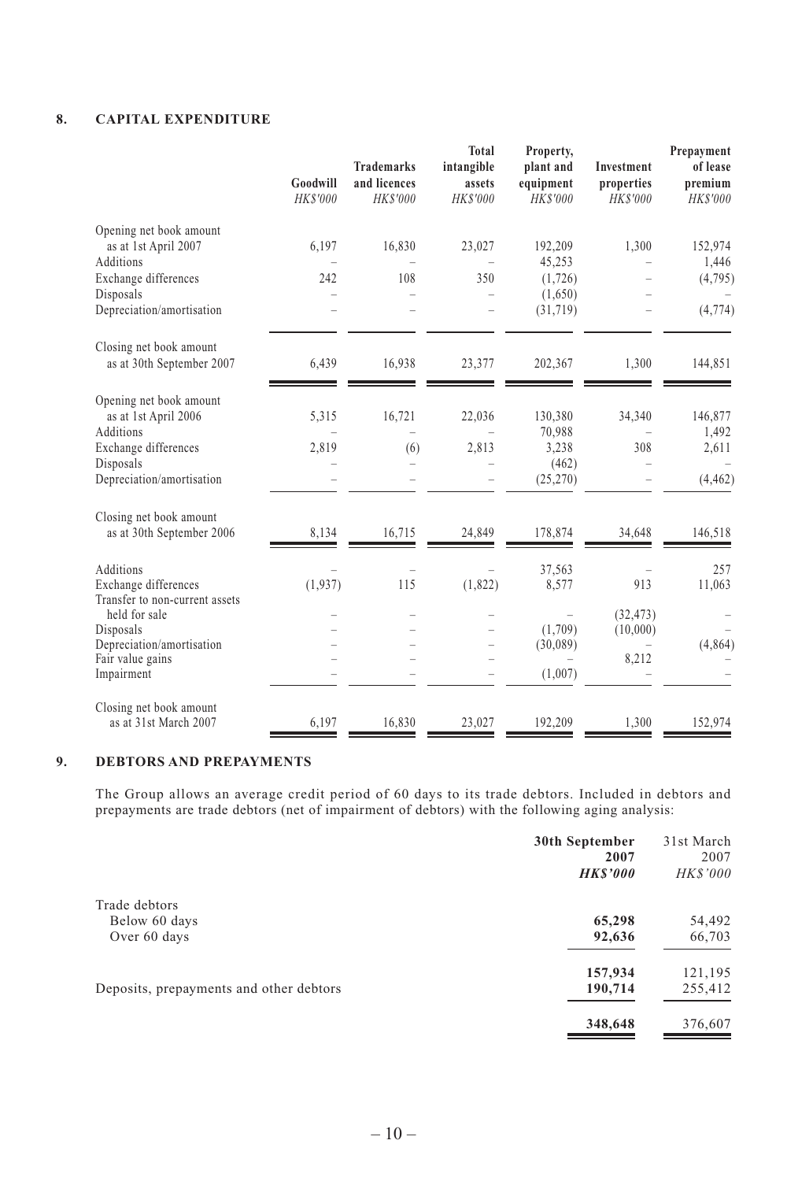## 8. CAPITAL EXPENDITURE

| | Goodwill | Trademarks and licences | Total intangible assets | Property, plant and equipment | Investment properties | Prepayment of lease premium |
|---|---|---|---|---|---|---|
| | *HK$'000* | *HK$'000* | *HK$'000* | *HK$'000* | *HK$'000* | *HK$'000* |
| Opening net book amount as at 1st April 2007 | 6,197 | 16,830 | 23,027 | 192,209 | 1,300 | 152,974 |
| Additions | – | – | – | 45,253 | – | 1,446 |
| Exchange differences | 242 | 108 | 350 | (1,726) | – | (4,795) |
| Disposals | – | – | – | (1,650) | – | – |
| Depreciation/amortisation | – | – | – | (31,719) | – | (4,774) |
| Closing net book amount as at 30th September 2007 | 6,439 | 16,938 | 23,377 | 202,367 | 1,300 | 144,851 |
| Opening net book amount as at 1st April 2006 | 5,315 | 16,721 | 22,036 | 130,380 | 34,340 | 146,877 |
| Additions | – | – | – | 70,988 | – | 1,492 |
| Exchange differences | 2,819 | (6) | 2,813 | 3,238 | 308 | 2,611 |
| Disposals | – | – | – | (462) | – | – |
| Depreciation/amortisation | – | – | – | (25,270) | – | (4,462) |
| Closing net book amount as at 30th September 2006 | 8,134 | 16,715 | 24,849 | 178,874 | 34,648 | 146,518 |
| Additions | – | – | – | 37,563 | – | 257 |
| Exchange differences | (1,937) | 115 | (1,822) | 8,577 | 913 | 11,063 |
| Transfer to non-current assets held for sale | – | – | – | – | (32,473) | – |
| Disposals | – | – | – | (1,709) | (10,000) | – |
| Depreciation/amortisation | – | – | – | (30,089) | – | (4,864) |
| Fair value gains | – | – | – | – | 8,212 | – |
| Impairment | – | – | – | (1,007) | – | – |
| Closing net book amount as at 31st March 2007 | 6,197 | 16,830 | 23,027 | 192,209 | 1,300 | 152,974 |

## 9. DEBTORS AND PREPAYMENTS

The Group allows an average credit period of 60 days to its trade debtors. Included in debtors and prepayments are trade debtors (net of impairment of debtors) with the following aging analysis:

| | **30th September 2007** | 31st March 2007 |
|---|---|---|
| | ***HK$'000*** | *HK$'000* |
| Trade debtors | | |
| Below 60 days | **65,298** | 54,492 |
| Over 60 days | **92,636** | 66,703 |
| | **157,934** | 121,195 |
| Deposits, prepayments and other debtors | **190,714** | 255,412 |
| | **348,648** | 376,607 |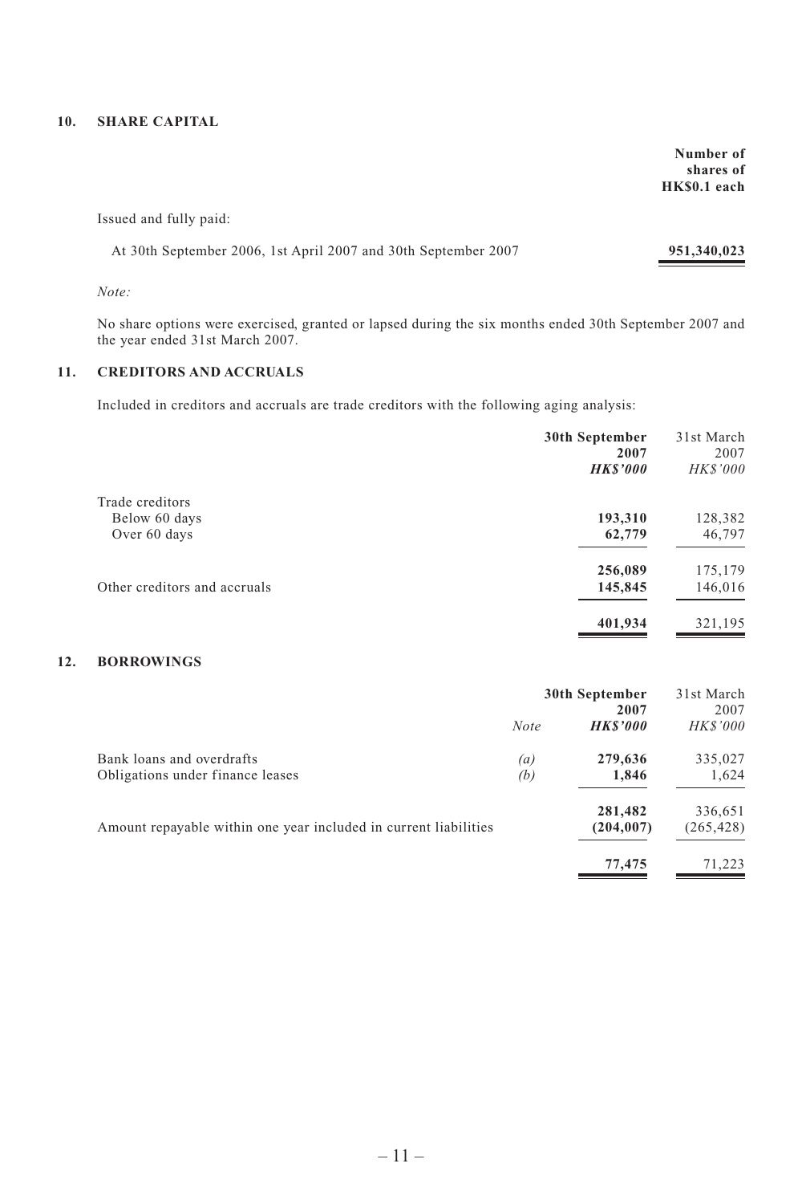## 10. SHARE CAPITAL

| | Number of shares of HK$0.1 each |
|---|---|
| Issued and fully paid: | |
| At 30th September 2006, 1st April 2007 and 30th September 2007 | **951,340,023** |

*Note:*

No share options were exercised, granted or lapsed during the six months ended 30th September 2007 and the year ended 31st March 2007.

## 11. CREDITORS AND ACCRUALS

Included in creditors and accruals are trade creditors with the following aging analysis:

| | **30th September 2007** | 31st March 2007 |
|---|---|---|
| | ***HK$'000*** | *HK$'000* |
| Trade creditors | | |
| Below 60 days | **193,310** | 128,382 |
| Over 60 days | **62,779** | 46,797 |
| | **256,089** | 175,179 |
| Other creditors and accruals | **145,845** | 146,016 |
| | **401,934** | 321,195 |

## 12. BORROWINGS

| | *Note* | **30th September 2007** | 31st March 2007 |
|---|---|---|---|
| | | ***HK$'000*** | *HK$'000* |
| Bank loans and overdrafts | *(a)* | **279,636** | 335,027 |
| Obligations under finance leases | *(b)* | **1,846** | 1,624 |
| | | **281,482** | 336,651 |
| Amount repayable within one year included in current liabilities | | **(204,007)** | (265,428) |
| | | **77,475** | 71,223 |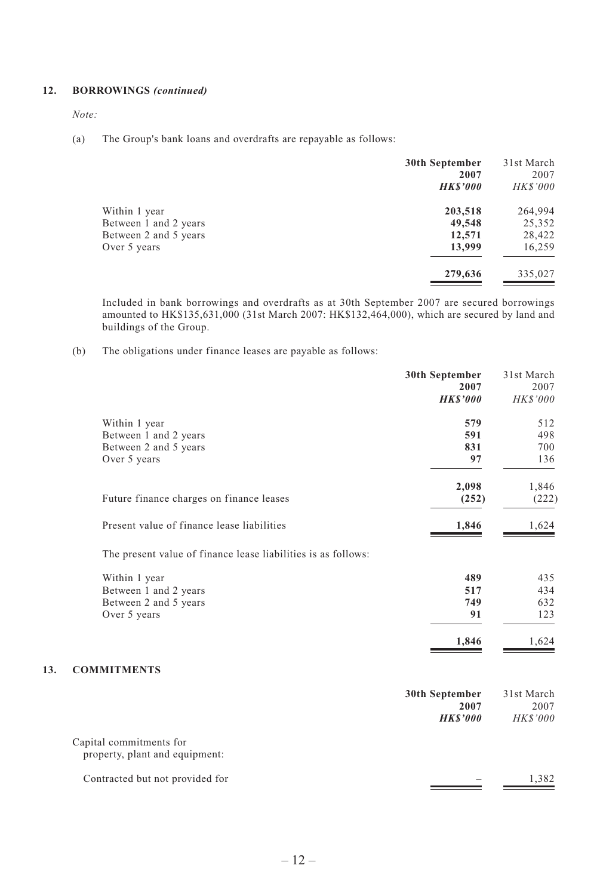## 12. BORROWINGS *(continued)*

*Note:*

(a) The Group's bank loans and overdrafts are repayable as follows:

| | 30th September 2007 *HK$'000* | 31st March 2007 *HK$'000* |
|---|---|---|
| Within 1 year | **203,518** | 264,994 |
| Between 1 and 2 years | **49,548** | 25,352 |
| Between 2 and 5 years | **12,571** | 28,422 |
| Over 5 years | **13,999** | 16,259 |
| | **279,636** | 335,027 |

Included in bank borrowings and overdrafts as at 30th September 2007 are secured borrowings amounted to HK$135,631,000 (31st March 2007: HK$132,464,000), which are secured by land and buildings of the Group.

(b) The obligations under finance leases are payable as follows:

| | 30th September 2007 *HK$'000* | 31st March 2007 *HK$'000* |
|---|---|---|
| Within 1 year | **579** | 512 |
| Between 1 and 2 years | **591** | 498 |
| Between 2 and 5 years | **831** | 700 |
| Over 5 years | **97** | 136 |
| | **2,098** | 1,846 |
| Future finance charges on finance leases | **(252)** | (222) |
| Present value of finance lease liabilities | **1,846** | 1,624 |

The present value of finance lease liabilities is as follows:

| | 30th September 2007 *HK$'000* | 31st March 2007 *HK$'000* |
|---|---|---|
| Within 1 year | **489** | 435 |
| Between 1 and 2 years | **517** | 434 |
| Between 2 and 5 years | **749** | 632 |
| Over 5 years | **91** | 123 |
| | **1,846** | 1,624 |

## 13. COMMITMENTS

| | 30th September 2007 *HK$'000* | 31st March 2007 *HK$'000* |
|---|---|---|
| Capital commitments for property, plant and equipment: | | |
| Contracted but not provided for | **–** | 1,382 |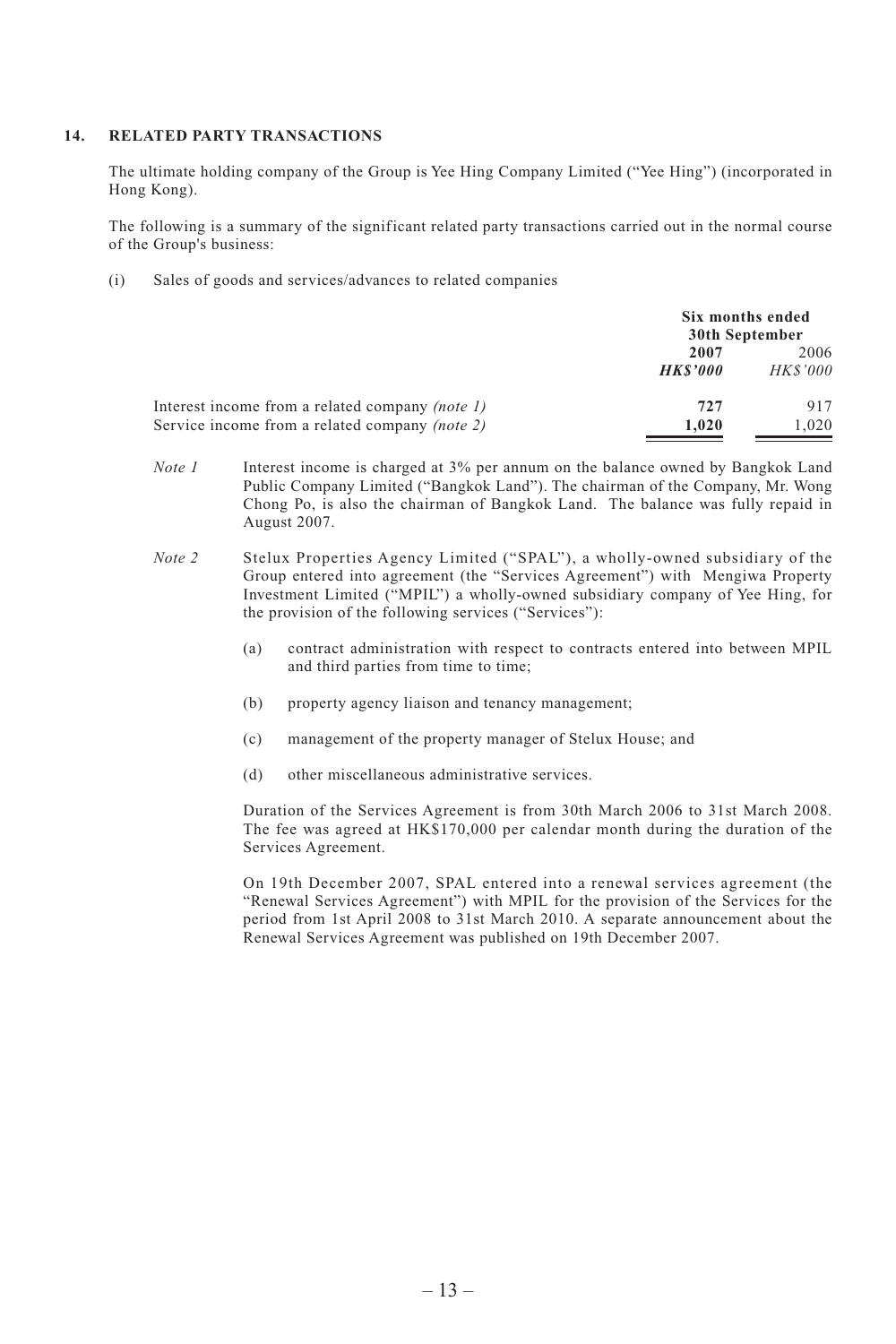## 14. RELATED PARTY TRANSACTIONS

The ultimate holding company of the Group is Yee Hing Company Limited ("Yee Hing") (incorporated in Hong Kong).

The following is a summary of the significant related party transactions carried out in the normal course of the Group's business:

(i) Sales of goods and services/advances to related companies

| | Six months ended 30th September | |
|---|---|---|
| | **2007** | 2006 |
| | ***HK$'000*** | *HK$'000* |
| Interest income from a related company *(note 1)* | **727** | 917 |
| Service income from a related company *(note 2)* | **1,020** | 1,020 |

*Note 1* Interest income is charged at 3% per annum on the balance owned by Bangkok Land Public Company Limited ("Bangkok Land"). The chairman of the Company, Mr. Wong Chong Po, is also the chairman of Bangkok Land. The balance was fully repaid in August 2007.

*Note 2* Stelux Properties Agency Limited ("SPAL"), a wholly-owned subsidiary of the Group entered into agreement (the "Services Agreement") with Mengiwa Property Investment Limited ("MPIL") a wholly-owned subsidiary company of Yee Hing, for the provision of the following services ("Services"):

(a) contract administration with respect to contracts entered into between MPIL and third parties from time to time;

(b) property agency liaison and tenancy management;

(c) management of the property manager of Stelux House; and

(d) other miscellaneous administrative services.

Duration of the Services Agreement is from 30th March 2006 to 31st March 2008. The fee was agreed at HK$170,000 per calendar month during the duration of the Services Agreement.

On 19th December 2007, SPAL entered into a renewal services agreement (the "Renewal Services Agreement") with MPIL for the provision of the Services for the period from 1st April 2008 to 31st March 2010. A separate announcement about the Renewal Services Agreement was published on 19th December 2007.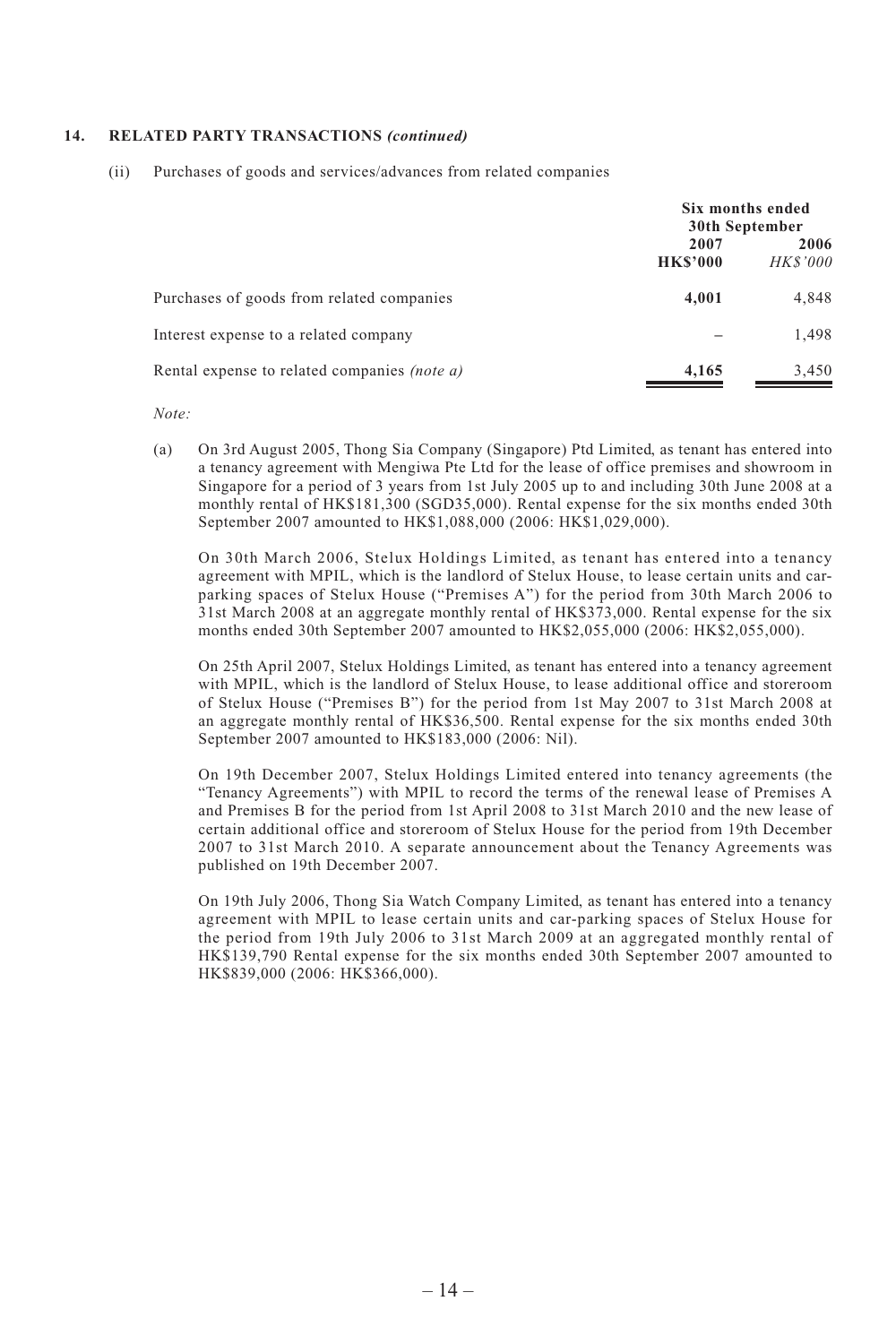**14. RELATED PARTY TRANSACTIONS *(continued)***

(ii) Purchases of goods and services/advances from related companies

| | Six months ended 30th September | |
|---|---|---|
| | **2007** | *2006* |
| | **HK$'000** | *HK$'000* |
| Purchases of goods from related companies | **4,001** | 4,848 |
| Interest expense to a related company | – | 1,498 |
| Rental expense to related companies *(note a)* | **4,165** | 3,450 |

*Note:*

(a) On 3rd August 2005, Thong Sia Company (Singapore) Ptd Limited, as tenant has entered into a tenancy agreement with Mengiwa Pte Ltd for the lease of office premises and showroom in Singapore for a period of 3 years from 1st July 2005 up to and including 30th June 2008 at a monthly rental of HK$181,300 (SGD35,000). Rental expense for the six months ended 30th September 2007 amounted to HK$1,088,000 (2006: HK$1,029,000).

On 30th March 2006, Stelux Holdings Limited, as tenant has entered into a tenancy agreement with MPIL, which is the landlord of Stelux House, to lease certain units and car-parking spaces of Stelux House ("Premises A") for the period from 30th March 2006 to 31st March 2008 at an aggregate monthly rental of HK$373,000. Rental expense for the six months ended 30th September 2007 amounted to HK$2,055,000 (2006: HK$2,055,000).

On 25th April 2007, Stelux Holdings Limited, as tenant has entered into a tenancy agreement with MPIL, which is the landlord of Stelux House, to lease additional office and storeroom of Stelux House ("Premises B") for the period from 1st May 2007 to 31st March 2008 at an aggregate monthly rental of HK$36,500. Rental expense for the six months ended 30th September 2007 amounted to HK$183,000 (2006: Nil).

On 19th December 2007, Stelux Holdings Limited entered into tenancy agreements (the "Tenancy Agreements") with MPIL to record the terms of the renewal lease of Premises A and Premises B for the period from 1st April 2008 to 31st March 2010 and the new lease of certain additional office and storeroom of Stelux House for the period from 19th December 2007 to 31st March 2010. A separate announcement about the Tenancy Agreements was published on 19th December 2007.

On 19th July 2006, Thong Sia Watch Company Limited, as tenant has entered into a tenancy agreement with MPIL to lease certain units and car-parking spaces of Stelux House for the period from 19th July 2006 to 31st March 2009 at an aggregated monthly rental of HK$139,790 Rental expense for the six months ended 30th September 2007 amounted to HK$839,000 (2006: HK$366,000).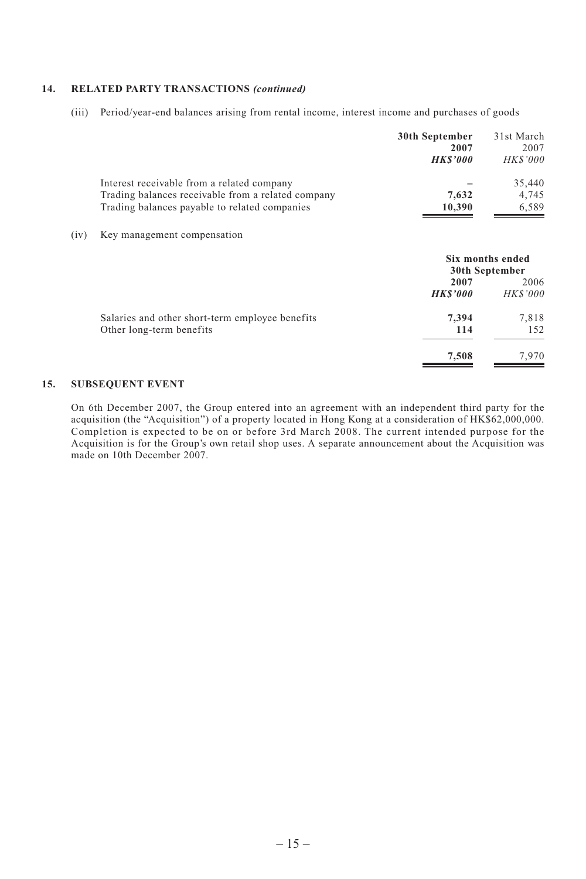## 14. RELATED PARTY TRANSACTIONS *(continued)*

(iii) Period/year-end balances arising from rental income, interest income and purchases of goods

| | **30th September 2007** | 31st March 2007 |
|---|---|---|
| | ***HK$'000*** | *HK$'000* |
| Interest receivable from a related company | – | 35,440 |
| Trading balances receivable from a related company | **7,632** | 4,745 |
| Trading balances payable to related companies | **10,390** | 6,589 |

(iv) Key management compensation

| | **Six months ended 30th September** | |
|---|---|---|
| | **2007** | 2006 |
| | ***HK$'000*** | *HK$'000* |
| Salaries and other short-term employee benefits | **7,394** | 7,818 |
| Other long-term benefits | **114** | 152 |
| | **7,508** | 7,970 |

## 15. SUBSEQUENT EVENT

On 6th December 2007, the Group entered into an agreement with an independent third party for the acquisition (the "Acquisition") of a property located in Hong Kong at a consideration of HK$62,000,000. Completion is expected to be on or before 3rd March 2008. The current intended purpose for the Acquisition is for the Group's own retail shop uses. A separate announcement about the Acquisition was made on 10th December 2007.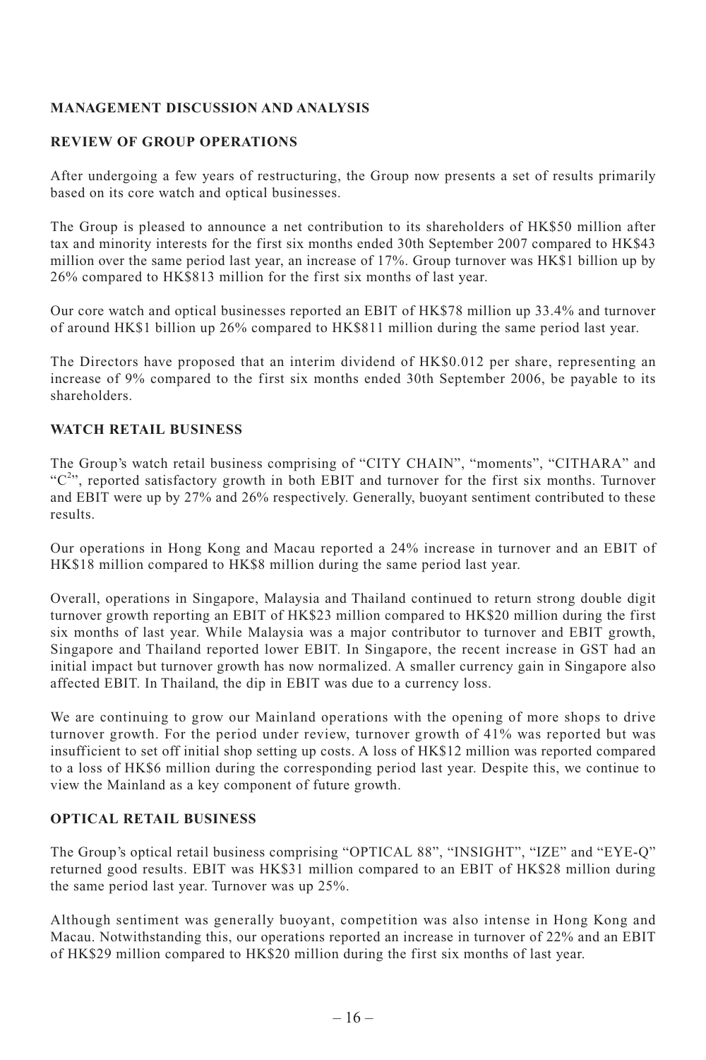## MANAGEMENT DISCUSSION AND ANALYSIS

### REVIEW OF GROUP OPERATIONS

After undergoing a few years of restructuring, the Group now presents a set of results primarily based on its core watch and optical businesses.

The Group is pleased to announce a net contribution to its shareholders of HK$50 million after tax and minority interests for the first six months ended 30th September 2007 compared to HK$43 million over the same period last year, an increase of 17%. Group turnover was HK$1 billion up by 26% compared to HK$813 million for the first six months of last year.

Our core watch and optical businesses reported an EBIT of HK$78 million up 33.4% and turnover of around HK$1 billion up 26% compared to HK$811 million during the same period last year.

The Directors have proposed that an interim dividend of HK$0.012 per share, representing an increase of 9% compared to the first six months ended 30th September 2006, be payable to its shareholders.

### WATCH RETAIL BUSINESS

The Group's watch retail business comprising of "CITY CHAIN", "moments", "CITHARA" and "$C^2$", reported satisfactory growth in both EBIT and turnover for the first six months. Turnover and EBIT were up by 27% and 26% respectively. Generally, buoyant sentiment contributed to these results.

Our operations in Hong Kong and Macau reported a 24% increase in turnover and an EBIT of HK$18 million compared to HK$8 million during the same period last year.

Overall, operations in Singapore, Malaysia and Thailand continued to return strong double digit turnover growth reporting an EBIT of HK$23 million compared to HK$20 million during the first six months of last year. While Malaysia was a major contributor to turnover and EBIT growth, Singapore and Thailand reported lower EBIT. In Singapore, the recent increase in GST had an initial impact but turnover growth has now normalized. A smaller currency gain in Singapore also affected EBIT. In Thailand, the dip in EBIT was due to a currency loss.

We are continuing to grow our Mainland operations with the opening of more shops to drive turnover growth. For the period under review, turnover growth of 41% was reported but was insufficient to set off initial shop setting up costs. A loss of HK$12 million was reported compared to a loss of HK$6 million during the corresponding period last year. Despite this, we continue to view the Mainland as a key component of future growth.

### OPTICAL RETAIL BUSINESS

The Group's optical retail business comprising "OPTICAL 88", "INSIGHT", "IZE" and "EYE-Q" returned good results. EBIT was HK$31 million compared to an EBIT of HK$28 million during the same period last year. Turnover was up 25%.

Although sentiment was generally buoyant, competition was also intense in Hong Kong and Macau. Notwithstanding this, our operations reported an increase in turnover of 22% and an EBIT of HK$29 million compared to HK$20 million during the first six months of last year.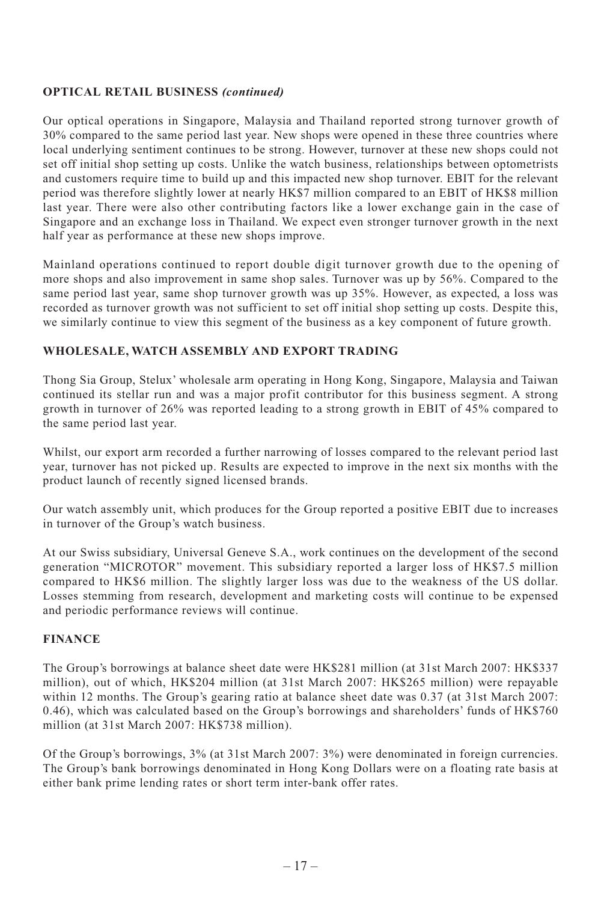## OPTICAL RETAIL BUSINESS *(continued)*

Our optical operations in Singapore, Malaysia and Thailand reported strong turnover growth of 30% compared to the same period last year. New shops were opened in these three countries where local underlying sentiment continues to be strong. However, turnover at these new shops could not set off initial shop setting up costs. Unlike the watch business, relationships between optometrists and customers require time to build up and this impacted new shop turnover. EBIT for the relevant period was therefore slightly lower at nearly HK$7 million compared to an EBIT of HK$8 million last year. There were also other contributing factors like a lower exchange gain in the case of Singapore and an exchange loss in Thailand. We expect even stronger turnover growth in the next half year as performance at these new shops improve.

Mainland operations continued to report double digit turnover growth due to the opening of more shops and also improvement in same shop sales. Turnover was up by 56%. Compared to the same period last year, same shop turnover growth was up 35%. However, as expected, a loss was recorded as turnover growth was not sufficient to set off initial shop setting up costs. Despite this, we similarly continue to view this segment of the business as a key component of future growth.

## WHOLESALE, WATCH ASSEMBLY AND EXPORT TRADING

Thong Sia Group, Stelux' wholesale arm operating in Hong Kong, Singapore, Malaysia and Taiwan continued its stellar run and was a major profit contributor for this business segment. A strong growth in turnover of 26% was reported leading to a strong growth in EBIT of 45% compared to the same period last year.

Whilst, our export arm recorded a further narrowing of losses compared to the relevant period last year, turnover has not picked up. Results are expected to improve in the next six months with the product launch of recently signed licensed brands.

Our watch assembly unit, which produces for the Group reported a positive EBIT due to increases in turnover of the Group's watch business.

At our Swiss subsidiary, Universal Geneve S.A., work continues on the development of the second generation "MICROTOR" movement. This subsidiary reported a larger loss of HK$7.5 million compared to HK$6 million. The slightly larger loss was due to the weakness of the US dollar. Losses stemming from research, development and marketing costs will continue to be expensed and periodic performance reviews will continue.

## FINANCE

The Group's borrowings at balance sheet date were HK$281 million (at 31st March 2007: HK$337 million), out of which, HK$204 million (at 31st March 2007: HK$265 million) were repayable within 12 months. The Group's gearing ratio at balance sheet date was 0.37 (at 31st March 2007: 0.46), which was calculated based on the Group's borrowings and shareholders' funds of HK$760 million (at 31st March 2007: HK$738 million).

Of the Group's borrowings, 3% (at 31st March 2007: 3%) were denominated in foreign currencies. The Group's bank borrowings denominated in Hong Kong Dollars were on a floating rate basis at either bank prime lending rates or short term inter-bank offer rates.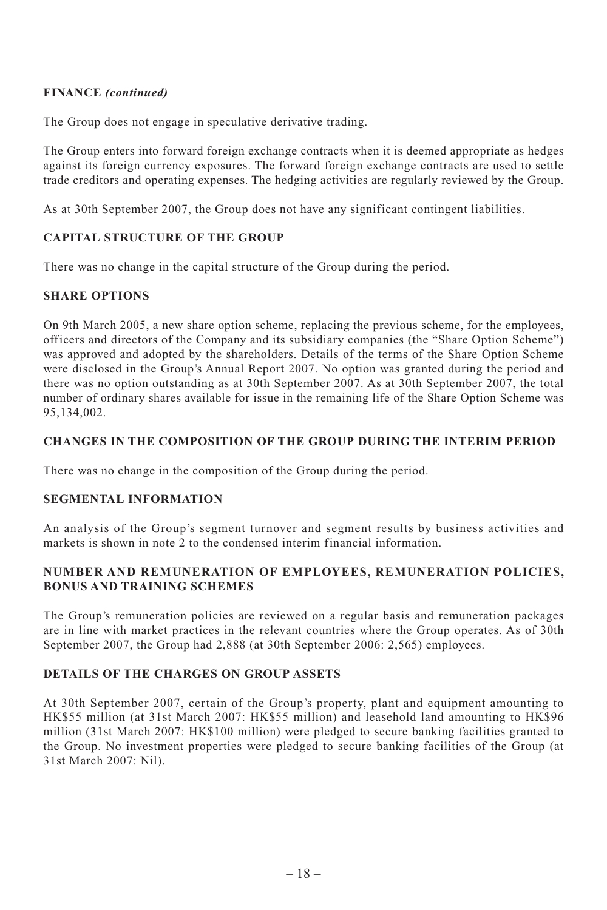## FINANCE *(continued)*

The Group does not engage in speculative derivative trading.

The Group enters into forward foreign exchange contracts when it is deemed appropriate as hedges against its foreign currency exposures. The forward foreign exchange contracts are used to settle trade creditors and operating expenses. The hedging activities are regularly reviewed by the Group.

As at 30th September 2007, the Group does not have any significant contingent liabilities.

## CAPITAL STRUCTURE OF THE GROUP

There was no change in the capital structure of the Group during the period.

## SHARE OPTIONS

On 9th March 2005, a new share option scheme, replacing the previous scheme, for the employees, officers and directors of the Company and its subsidiary companies (the "Share Option Scheme") was approved and adopted by the shareholders. Details of the terms of the Share Option Scheme were disclosed in the Group's Annual Report 2007. No option was granted during the period and there was no option outstanding as at 30th September 2007. As at 30th September 2007, the total number of ordinary shares available for issue in the remaining life of the Share Option Scheme was 95,134,002.

## CHANGES IN THE COMPOSITION OF THE GROUP DURING THE INTERIM PERIOD

There was no change in the composition of the Group during the period.

## SEGMENTAL INFORMATION

An analysis of the Group's segment turnover and segment results by business activities and markets is shown in note 2 to the condensed interim financial information.

## NUMBER AND REMUNERATION OF EMPLOYEES, REMUNERATION POLICIES, BONUS AND TRAINING SCHEMES

The Group's remuneration policies are reviewed on a regular basis and remuneration packages are in line with market practices in the relevant countries where the Group operates. As of 30th September 2007, the Group had 2,888 (at 30th September 2006: 2,565) employees.

## DETAILS OF THE CHARGES ON GROUP ASSETS

At 30th September 2007, certain of the Group's property, plant and equipment amounting to HK$55 million (at 31st March 2007: HK$55 million) and leasehold land amounting to HK$96 million (31st March 2007: HK$100 million) were pledged to secure banking facilities granted to the Group. No investment properties were pledged to secure banking facilities of the Group (at 31st March 2007: Nil).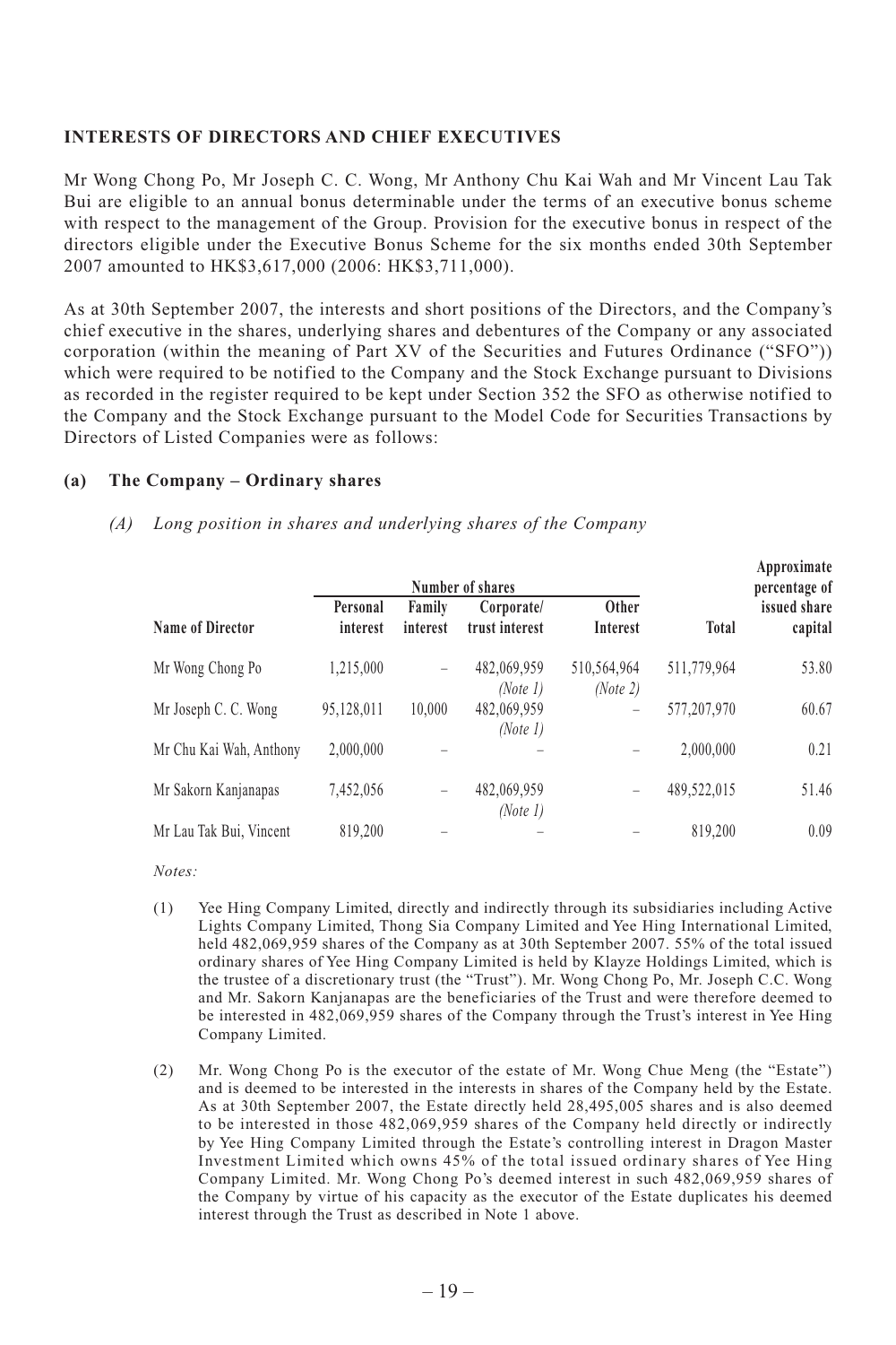**INTERESTS OF DIRECTORS AND CHIEF EXECUTIVES**

Mr Wong Chong Po, Mr Joseph C. C. Wong, Mr Anthony Chu Kai Wah and Mr Vincent Lau Tak Bui are eligible to an annual bonus determinable under the terms of an executive bonus scheme with respect to the management of the Group. Provision for the executive bonus in respect of the directors eligible under the Executive Bonus Scheme for the six months ended 30th September 2007 amounted to HK$3,617,000 (2006: HK$3,711,000).

As at 30th September 2007, the interests and short positions of the Directors, and the Company's chief executive in the shares, underlying shares and debentures of the Company or any associated corporation (within the meaning of Part XV of the Securities and Futures Ordinance ("SFO")) which were required to be notified to the Company and the Stock Exchange pursuant to Divisions as recorded in the register required to be kept under Section 352 the SFO as otherwise notified to the Company and the Stock Exchange pursuant to the Model Code for Securities Transactions by Directors of Listed Companies were as follows:

**(a) The Company – Ordinary shares**

*(A) Long position in shares and underlying shares of the Company*

| | Number of shares | | | | | Approximate percentage of |
|---|---|---|---|---|---|---|
| **Name of Director** | **Personal interest** | **Family interest** | **Corporate/ trust interest** | **Other Interest** | **Total** | **issued share capital** |
| Mr Wong Chong Po | 1,215,000 | – | 482,069,959 *(Note 1)* | 510,564,964 *(Note 2)* | 511,779,964 | 53.80 |
| Mr Joseph C. C. Wong | 95,128,011 | 10,000 | 482,069,959 *(Note 1)* | – | 577,207,970 | 60.67 |
| Mr Chu Kai Wah, Anthony | 2,000,000 | – | – | – | 2,000,000 | 0.21 |
| Mr Sakorn Kanjanapas | 7,452,056 | – | 482,069,959 *(Note 1)* | – | 489,522,015 | 51.46 |
| Mr Lau Tak Bui, Vincent | 819,200 | – | – | – | 819,200 | 0.09 |

*Notes:*

(1) Yee Hing Company Limited, directly and indirectly through its subsidiaries including Active Lights Company Limited, Thong Sia Company Limited and Yee Hing International Limited, held 482,069,959 shares of the Company as at 30th September 2007. 55% of the total issued ordinary shares of Yee Hing Company Limited is held by Klayze Holdings Limited, which is the trustee of a discretionary trust (the "Trust"). Mr. Wong Chong Po, Mr. Joseph C.C. Wong and Mr. Sakorn Kanjanapas are the beneficiaries of the Trust and were therefore deemed to be interested in 482,069,959 shares of the Company through the Trust's interest in Yee Hing Company Limited.

(2) Mr. Wong Chong Po is the executor of the estate of Mr. Wong Chue Meng (the "Estate") and is deemed to be interested in the interests in shares of the Company held by the Estate. As at 30th September 2007, the Estate directly held 28,495,005 shares and is also deemed to be interested in those 482,069,959 shares of the Company held directly or indirectly by Yee Hing Company Limited through the Estate's controlling interest in Dragon Master Investment Limited which owns 45% of the total issued ordinary shares of Yee Hing Company Limited. Mr. Wong Chong Po's deemed interest in such 482,069,959 shares of the Company by virtue of his capacity as the executor of the Estate duplicates his deemed interest through the Trust as described in Note 1 above.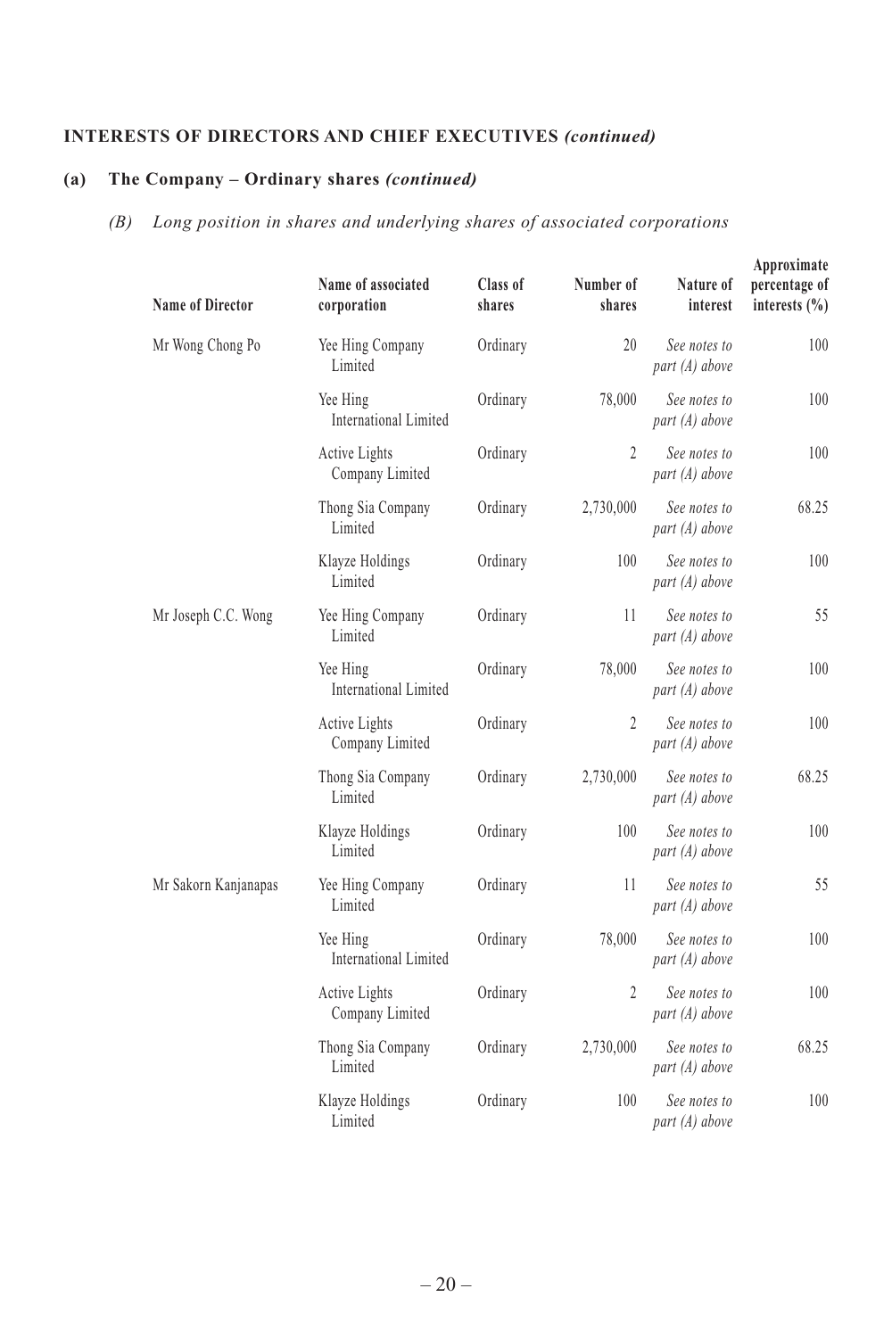## INTERESTS OF DIRECTORS AND CHIEF EXECUTIVES *(continued)*

### (a) The Company – Ordinary shares *(continued)*

*(B) Long position in shares and underlying shares of associated corporations*

| Name of Director | Name of associated corporation | Class of shares | Number of shares | Nature of interest | Approximate percentage of interests (%) |
|---|---|---|---|---|---|
| Mr Wong Chong Po | Yee Hing Company Limited | Ordinary | 20 | *See notes to part (A) above* | 100 |
| | Yee Hing International Limited | Ordinary | 78,000 | *See notes to part (A) above* | 100 |
| | Active Lights Company Limited | Ordinary | 2 | *See notes to part (A) above* | 100 |
| | Thong Sia Company Limited | Ordinary | 2,730,000 | *See notes to part (A) above* | 68.25 |
| | Klayze Holdings Limited | Ordinary | 100 | *See notes to part (A) above* | 100 |
| Mr Joseph C.C. Wong | Yee Hing Company Limited | Ordinary | 11 | *See notes to part (A) above* | 55 |
| | Yee Hing International Limited | Ordinary | 78,000 | *See notes to part (A) above* | 100 |
| | Active Lights Company Limited | Ordinary | 2 | *See notes to part (A) above* | 100 |
| | Thong Sia Company Limited | Ordinary | 2,730,000 | *See notes to part (A) above* | 68.25 |
| | Klayze Holdings Limited | Ordinary | 100 | *See notes to part (A) above* | 100 |
| Mr Sakorn Kanjanapas | Yee Hing Company Limited | Ordinary | 11 | *See notes to part (A) above* | 55 |
| | Yee Hing International Limited | Ordinary | 78,000 | *See notes to part (A) above* | 100 |
| | Active Lights Company Limited | Ordinary | 2 | *See notes to part (A) above* | 100 |
| | Thong Sia Company Limited | Ordinary | 2,730,000 | *See notes to part (A) above* | 68.25 |
| | Klayze Holdings Limited | Ordinary | 100 | *See notes to part (A) above* | 100 |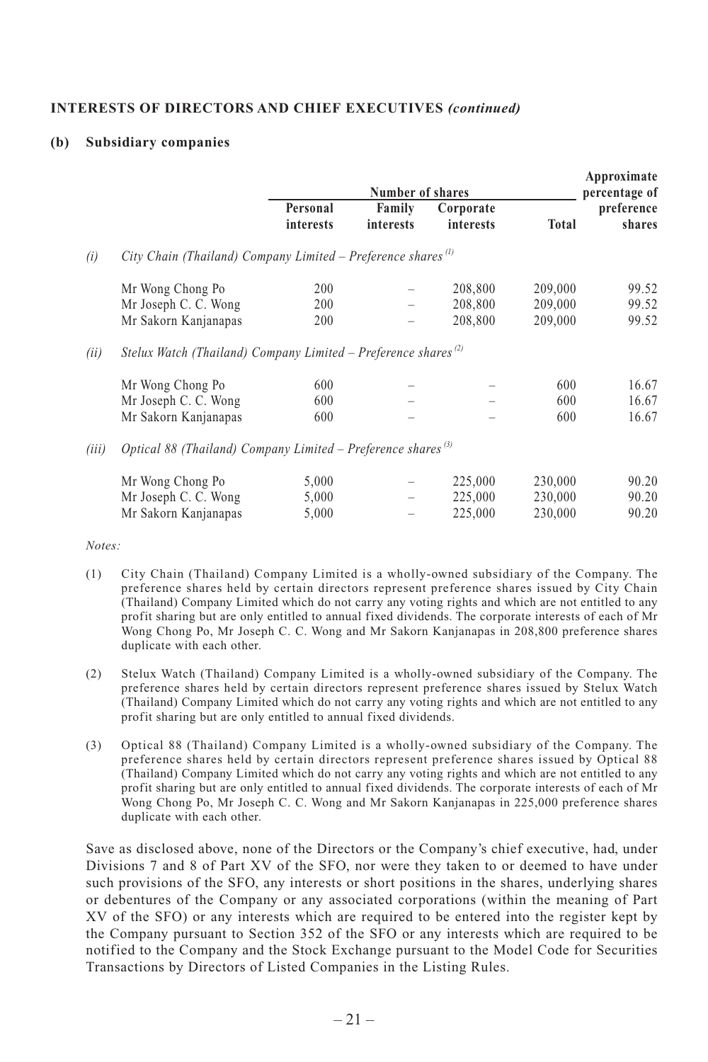**INTERESTS OF DIRECTORS AND CHIEF EXECUTIVES *(continued)***

**(b) Subsidiary companies**

| | | Number of shares | | | | Approximate percentage of |
|---|---|---|---|---|---|---|
| | | Personal interests | Family interests | Corporate interests | Total | preference shares |
| *(i)* | *City Chain (Thailand) Company Limited – Preference shares* [(1)] | | | | | |
| | Mr Wong Chong Po | 200 | – | 208,800 | 209,000 | 99.52 |
| | Mr Joseph C. C. Wong | 200 | – | 208,800 | 209,000 | 99.52 |
| | Mr Sakorn Kanjanapas | 200 | – | 208,800 | 209,000 | 99.52 |
| *(ii)* | *Stelux Watch (Thailand) Company Limited – Preference shares* [(2)] | | | | | |
| | Mr Wong Chong Po | 600 | – | – | 600 | 16.67 |
| | Mr Joseph C. C. Wong | 600 | – | – | 600 | 16.67 |
| | Mr Sakorn Kanjanapas | 600 | – | – | 600 | 16.67 |
| *(iii)* | *Optical 88 (Thailand) Company Limited – Preference shares* [(3)] | | | | | |
| | Mr Wong Chong Po | 5,000 | – | 225,000 | 230,000 | 90.20 |
| | Mr Joseph C. C. Wong | 5,000 | – | 225,000 | 230,000 | 90.20 |
| | Mr Sakorn Kanjanapas | 5,000 | – | 225,000 | 230,000 | 90.20 |

*Notes:*

(1) City Chain (Thailand) Company Limited is a wholly-owned subsidiary of the Company. The preference shares held by certain directors represent preference shares issued by City Chain (Thailand) Company Limited which do not carry any voting rights and which are not entitled to any profit sharing but are only entitled to annual fixed dividends. The corporate interests of each of Mr Wong Chong Po, Mr Joseph C. C. Wong and Mr Sakorn Kanjanapas in 208,800 preference shares duplicate with each other.

(2) Stelux Watch (Thailand) Company Limited is a wholly-owned subsidiary of the Company. The preference shares held by certain directors represent preference shares issued by Stelux Watch (Thailand) Company Limited which do not carry any voting rights and which are not entitled to any profit sharing but are only entitled to annual fixed dividends.

(3) Optical 88 (Thailand) Company Limited is a wholly-owned subsidiary of the Company. The preference shares held by certain directors represent preference shares issued by Optical 88 (Thailand) Company Limited which do not carry any voting rights and which are not entitled to any profit sharing but are only entitled to annual fixed dividends. The corporate interests of each of Mr Wong Chong Po, Mr Joseph C. C. Wong and Mr Sakorn Kanjanapas in 225,000 preference shares duplicate with each other.

Save as disclosed above, none of the Directors or the Company's chief executive, had, under Divisions 7 and 8 of Part XV of the SFO, nor were they taken to or deemed to have under such provisions of the SFO, any interests or short positions in the shares, underlying shares or debentures of the Company or any associated corporations (within the meaning of Part XV of the SFO) or any interests which are required to be entered into the register kept by the Company pursuant to Section 352 of the SFO or any interests which are required to be notified to the Company and the Stock Exchange pursuant to the Model Code for Securities Transactions by Directors of Listed Companies in the Listing Rules.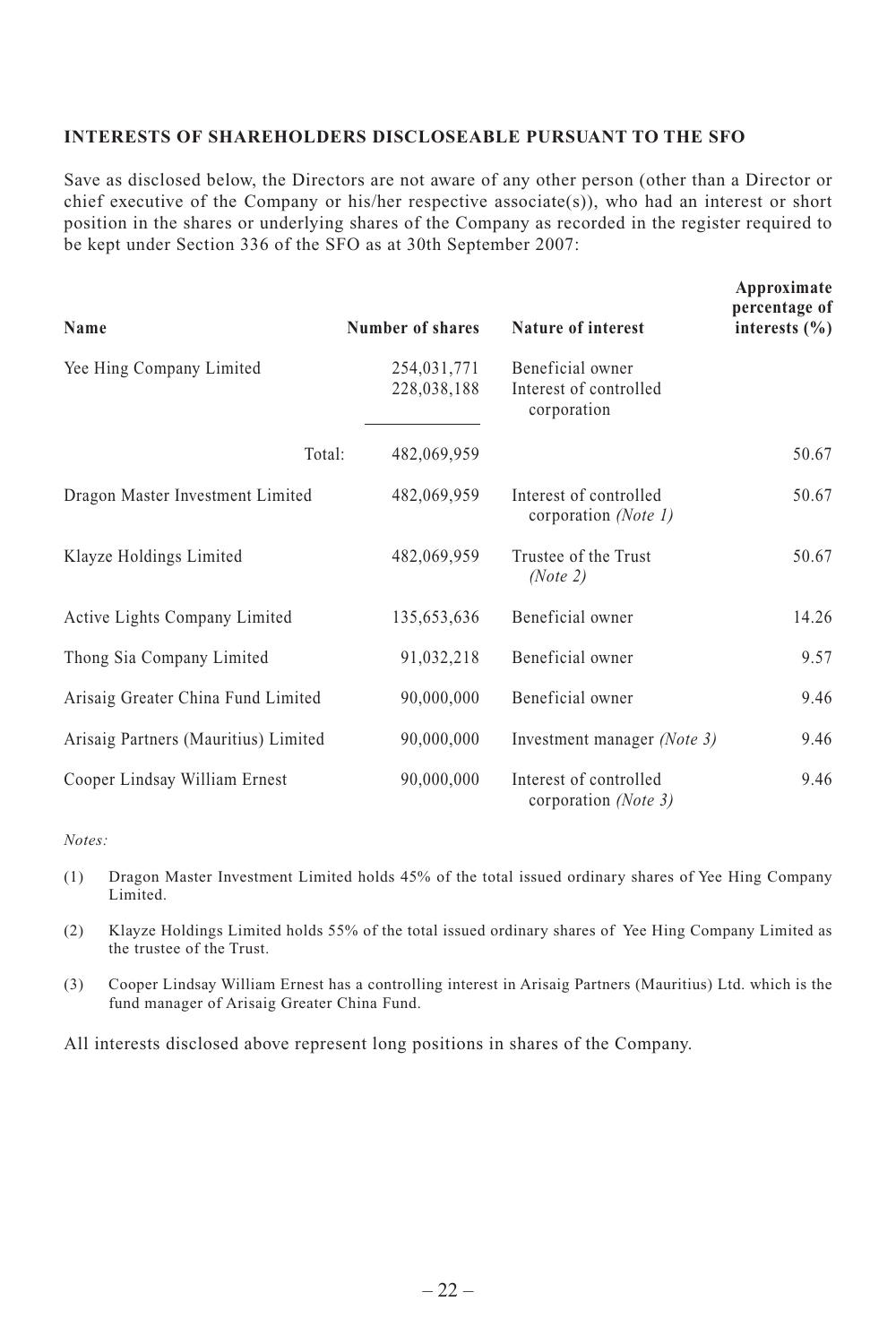## INTERESTS OF SHAREHOLDERS DISCLOSEABLE PURSUANT TO THE SFO

Save as disclosed below, the Directors are not aware of any other person (other than a Director or chief executive of the Company or his/her respective associate(s)), who had an interest or short position in the shares or underlying shares of the Company as recorded in the register required to be kept under Section 336 of the SFO as at 30th September 2007:

| Name | Number of shares | Nature of interest | Approximate percentage of interests (%) |
|---|---|---|---|
| Yee Hing Company Limited | 254,031,771 | Beneficial owner | |
| | 228,038,188 | Interest of controlled corporation | |
| Total: | 482,069,959 | | 50.67 |
| Dragon Master Investment Limited | 482,069,959 | Interest of controlled corporation *(Note 1)* | 50.67 |
| Klayze Holdings Limited | 482,069,959 | Trustee of the Trust *(Note 2)* | 50.67 |
| Active Lights Company Limited | 135,653,636 | Beneficial owner | 14.26 |
| Thong Sia Company Limited | 91,032,218 | Beneficial owner | 9.57 |
| Arisaig Greater China Fund Limited | 90,000,000 | Beneficial owner | 9.46 |
| Arisaig Partners (Mauritius) Limited | 90,000,000 | Investment manager *(Note 3)* | 9.46 |
| Cooper Lindsay William Ernest | 90,000,000 | Interest of controlled corporation *(Note 3)* | 9.46 |

*Notes:*

(1) Dragon Master Investment Limited holds 45% of the total issued ordinary shares of Yee Hing Company Limited.

(2) Klayze Holdings Limited holds 55% of the total issued ordinary shares of Yee Hing Company Limited as the trustee of the Trust.

(3) Cooper Lindsay William Ernest has a controlling interest in Arisaig Partners (Mauritius) Ltd. which is the fund manager of Arisaig Greater China Fund.

All interests disclosed above represent long positions in shares of the Company.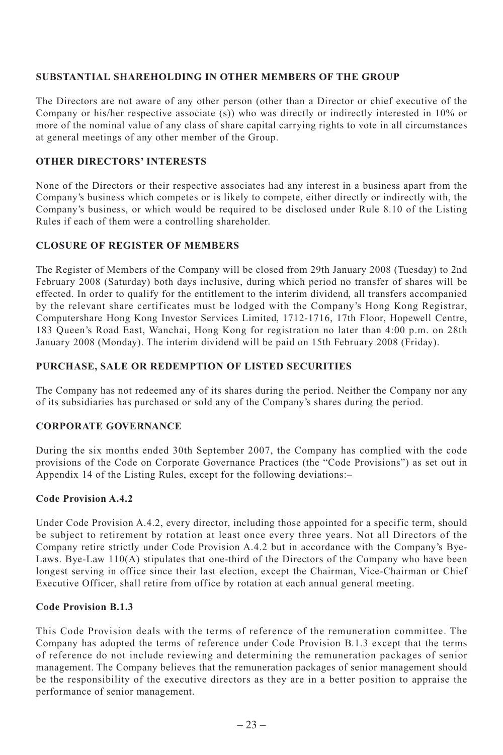## SUBSTANTIAL SHAREHOLDING IN OTHER MEMBERS OF THE GROUP

The Directors are not aware of any other person (other than a Director or chief executive of the Company or his/her respective associate (s)) who was directly or indirectly interested in 10% or more of the nominal value of any class of share capital carrying rights to vote in all circumstances at general meetings of any other member of the Group.

## OTHER DIRECTORS' INTERESTS

None of the Directors or their respective associates had any interest in a business apart from the Company's business which competes or is likely to compete, either directly or indirectly with, the Company's business, or which would be required to be disclosed under Rule 8.10 of the Listing Rules if each of them were a controlling shareholder.

## CLOSURE OF REGISTER OF MEMBERS

The Register of Members of the Company will be closed from 29th January 2008 (Tuesday) to 2nd February 2008 (Saturday) both days inclusive, during which period no transfer of shares will be effected. In order to qualify for the entitlement to the interim dividend, all transfers accompanied by the relevant share certificates must be lodged with the Company's Hong Kong Registrar, Computershare Hong Kong Investor Services Limited, 1712-1716, 17th Floor, Hopewell Centre, 183 Queen's Road East, Wanchai, Hong Kong for registration no later than 4:00 p.m. on 28th January 2008 (Monday). The interim dividend will be paid on 15th February 2008 (Friday).

## PURCHASE, SALE OR REDEMPTION OF LISTED SECURITIES

The Company has not redeemed any of its shares during the period. Neither the Company nor any of its subsidiaries has purchased or sold any of the Company's shares during the period.

## CORPORATE GOVERNANCE

During the six months ended 30th September 2007, the Company has complied with the code provisions of the Code on Corporate Governance Practices (the "Code Provisions") as set out in Appendix 14 of the Listing Rules, except for the following deviations:–

### Code Provision A.4.2

Under Code Provision A.4.2, every director, including those appointed for a specific term, should be subject to retirement by rotation at least once every three years. Not all Directors of the Company retire strictly under Code Provision A.4.2 but in accordance with the Company's Bye-Laws. Bye-Law 110(A) stipulates that one-third of the Directors of the Company who have been longest serving in office since their last election, except the Chairman, Vice-Chairman or Chief Executive Officer, shall retire from office by rotation at each annual general meeting.

### Code Provision B.1.3

This Code Provision deals with the terms of reference of the remuneration committee. The Company has adopted the terms of reference under Code Provision B.1.3 except that the terms of reference do not include reviewing and determining the remuneration packages of senior management. The Company believes that the remuneration packages of senior management should be the responsibility of the executive directors as they are in a better position to appraise the performance of senior management.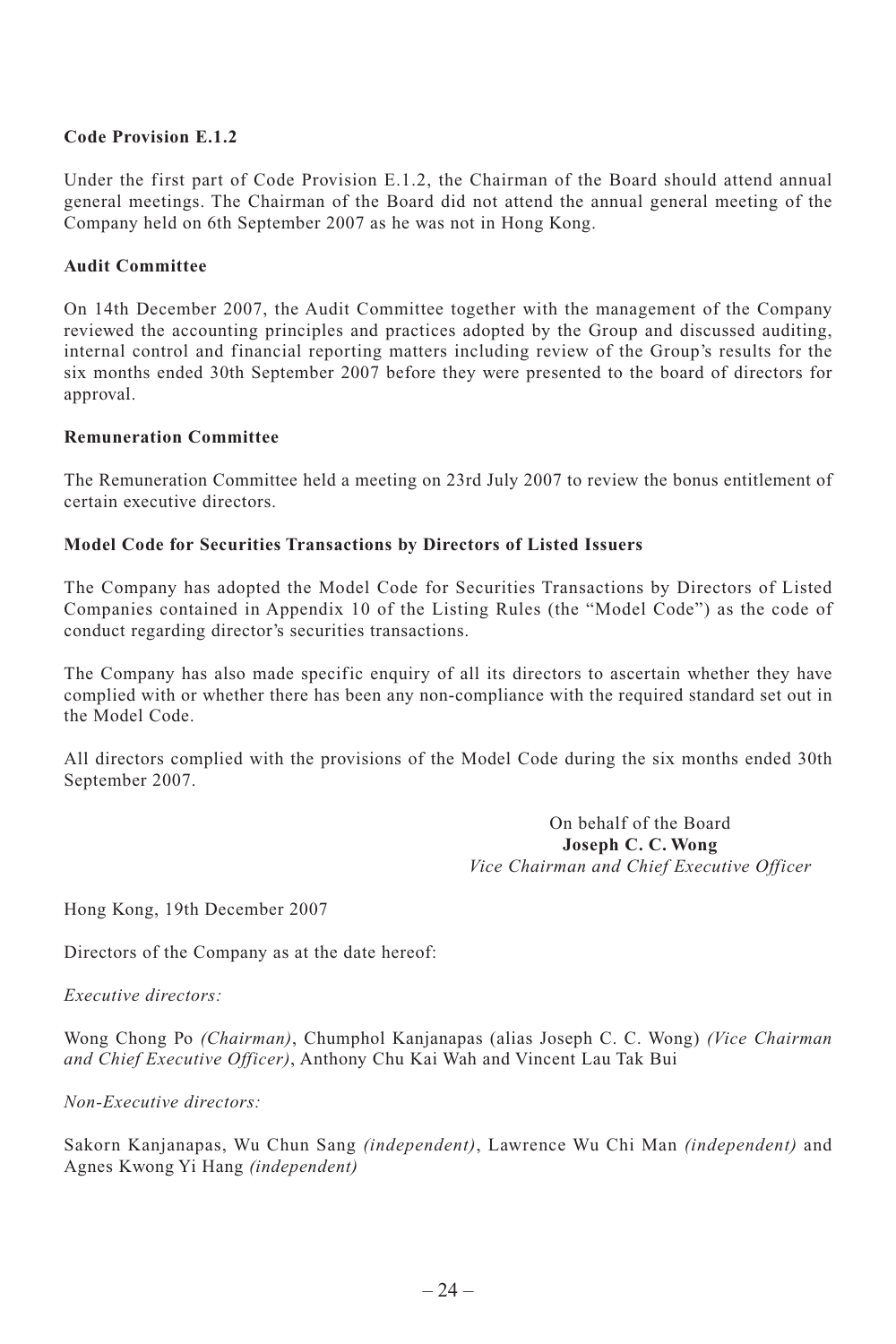**Code Provision E.1.2**

Under the first part of Code Provision E.1.2, the Chairman of the Board should attend annual general meetings. The Chairman of the Board did not attend the annual general meeting of the Company held on 6th September 2007 as he was not in Hong Kong.

**Audit Committee**

On 14th December 2007, the Audit Committee together with the management of the Company reviewed the accounting principles and practices adopted by the Group and discussed auditing, internal control and financial reporting matters including review of the Group's results for the six months ended 30th September 2007 before they were presented to the board of directors for approval.

**Remuneration Committee**

The Remuneration Committee held a meeting on 23rd July 2007 to review the bonus entitlement of certain executive directors.

**Model Code for Securities Transactions by Directors of Listed Issuers**

The Company has adopted the Model Code for Securities Transactions by Directors of Listed Companies contained in Appendix 10 of the Listing Rules (the "Model Code") as the code of conduct regarding director's securities transactions.

The Company has also made specific enquiry of all its directors to ascertain whether they have complied with or whether there has been any non-compliance with the required standard set out in the Model Code.

All directors complied with the provisions of the Model Code during the six months ended 30th September 2007.

On behalf of the Board
**Joseph C. C. Wong**
*Vice Chairman and Chief Executive Officer*

Hong Kong, 19th December 2007

Directors of the Company as at the date hereof:

*Executive directors:*

Wong Chong Po *(Chairman)*, Chumphol Kanjanapas (alias Joseph C. C. Wong) *(Vice Chairman and Chief Executive Officer)*, Anthony Chu Kai Wah and Vincent Lau Tak Bui

*Non-Executive directors:*

Sakorn Kanjanapas, Wu Chun Sang *(independent)*, Lawrence Wu Chi Man *(independent)* and Agnes Kwong Yi Hang *(independent)*